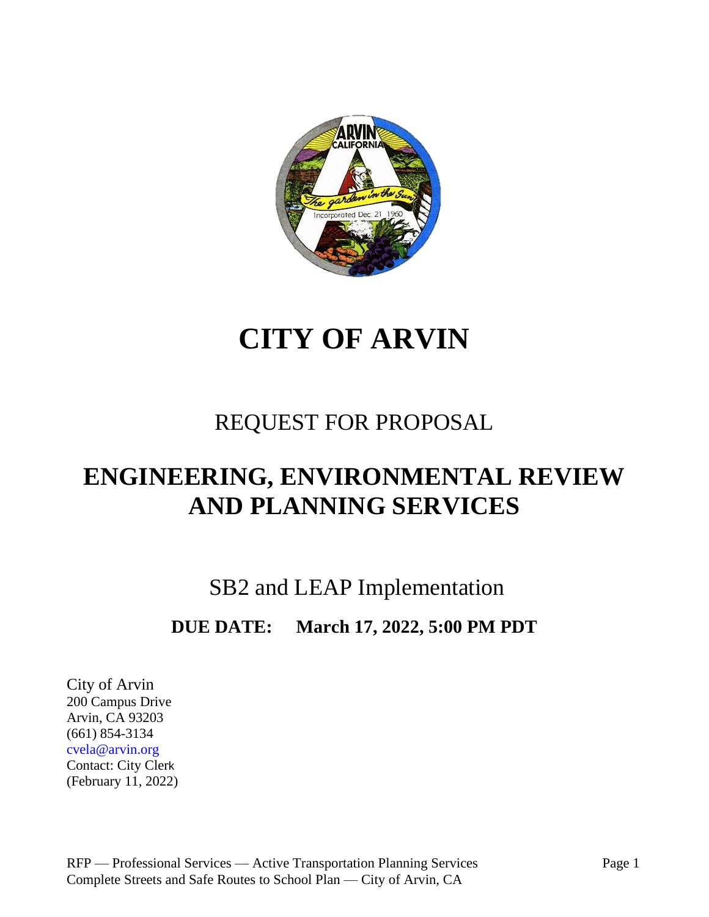# CITY OF ARVIN

## REQUEST FOR PROPOSAL

# ENGINEERING, ENVIRONMENTAL REVIEW AND PLANNING SERVICES

## SB2 and LEAP Implementation

**DUE DATE: March 17, 2022, 5:00 PM PDT**

City of Arvin
200 Campus Drive
Arvin, CA 93203
(661) 854-3134
cvela@arvin.org
Contact: City Clerk
(February 11, 2022)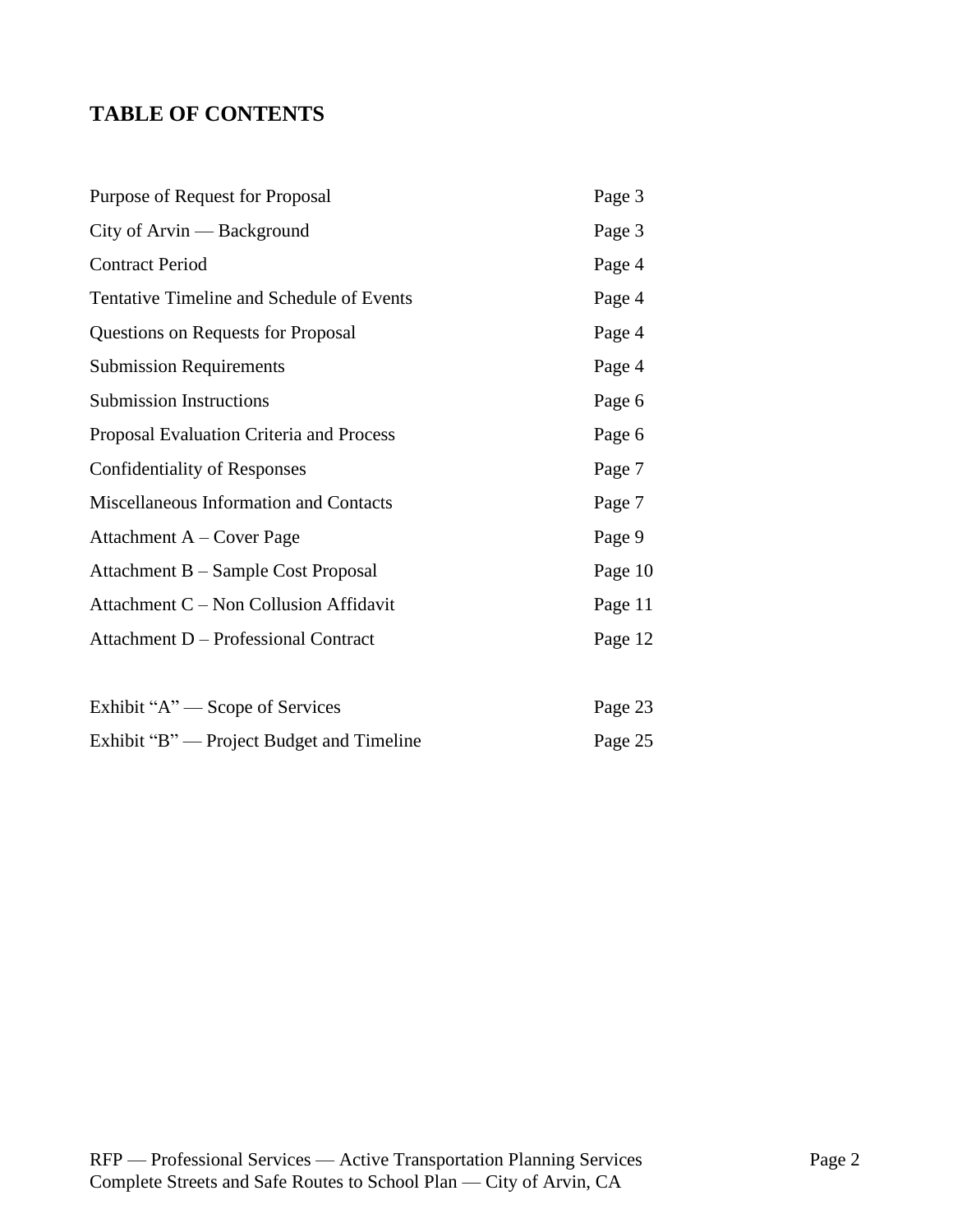# TABLE OF CONTENTS

| | |
|---|---|
| Purpose of Request for Proposal | Page 3 |
| City of Arvin — Background | Page 3 |
| Contract Period | Page 4 |
| Tentative Timeline and Schedule of Events | Page 4 |
| Questions on Requests for Proposal | Page 4 |
| Submission Requirements | Page 4 |
| Submission Instructions | Page 6 |
| Proposal Evaluation Criteria and Process | Page 6 |
| Confidentiality of Responses | Page 7 |
| Miscellaneous Information and Contacts | Page 7 |
| Attachment A – Cover Page | Page 9 |
| Attachment B – Sample Cost Proposal | Page 10 |
| Attachment C – Non Collusion Affidavit | Page 11 |
| Attachment D – Professional Contract | Page 12 |
| | |
| Exhibit "A" — Scope of Services | Page 23 |
| Exhibit "B" — Project Budget and Timeline | Page 25 |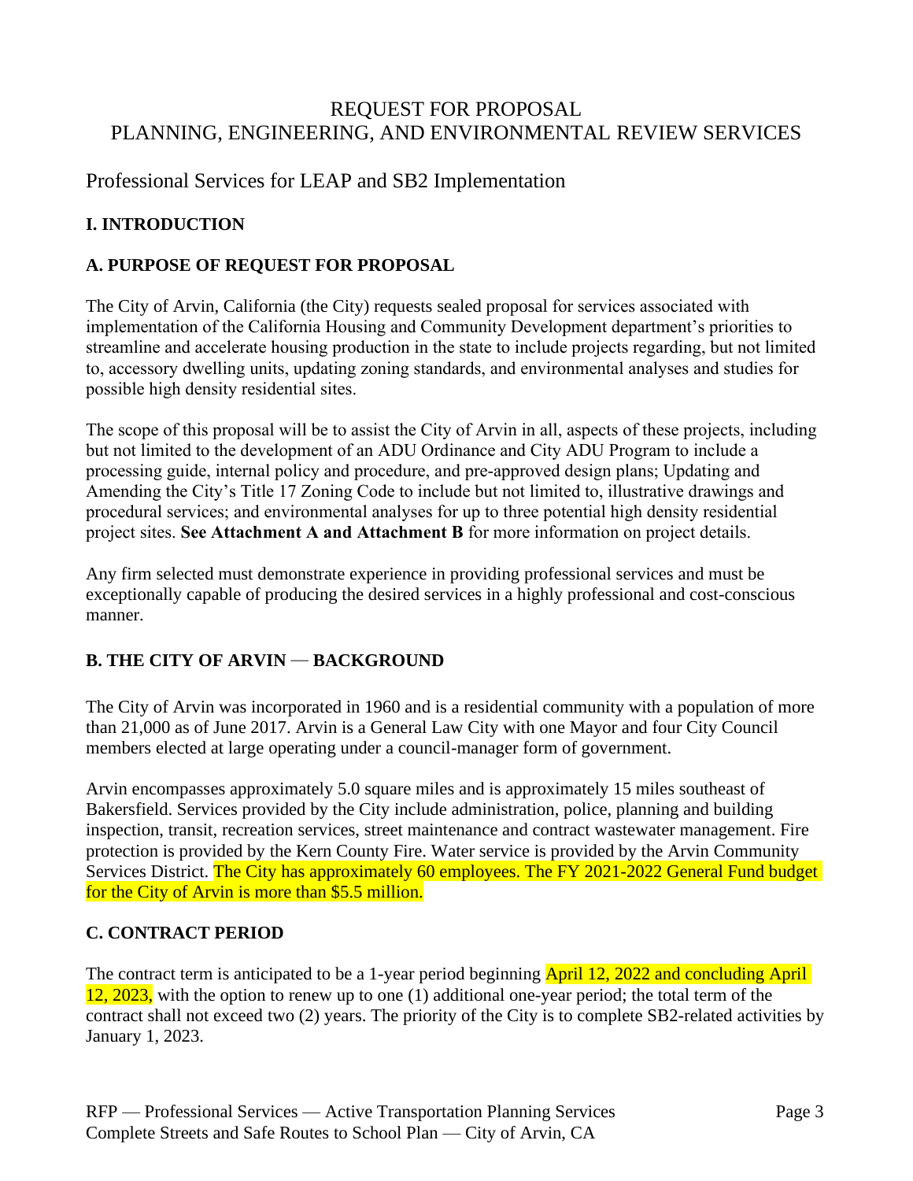# REQUEST FOR PROPOSAL
# PLANNING, ENGINEERING, AND ENVIRONMENTAL REVIEW SERVICES

## Professional Services for LEAP and SB2 Implementation

### I. INTRODUCTION

### A. PURPOSE OF REQUEST FOR PROPOSAL

The City of Arvin, California (the City) requests sealed proposal for services associated with implementation of the California Housing and Community Development department's priorities to streamline and accelerate housing production in the state to include projects regarding, but not limited to, accessory dwelling units, updating zoning standards, and environmental analyses and studies for possible high density residential sites.

The scope of this proposal will be to assist the City of Arvin in all, aspects of these projects, including but not limited to the development of an ADU Ordinance and City ADU Program to include a processing guide, internal policy and procedure, and pre-approved design plans; Updating and Amending the City's Title 17 Zoning Code to include but not limited to, illustrative drawings and procedural services; and environmental analyses for up to three potential high density residential project sites. **See Attachment A and Attachment B** for more information on project details.

Any firm selected must demonstrate experience in providing professional services and must be exceptionally capable of producing the desired services in a highly professional and cost-conscious manner.

### B. THE CITY OF ARVIN — BACKGROUND

The City of Arvin was incorporated in 1960 and is a residential community with a population of more than 21,000 as of June 2017. Arvin is a General Law City with one Mayor and four City Council members elected at large operating under a council-manager form of government.

Arvin encompasses approximately 5.0 square miles and is approximately 15 miles southeast of Bakersfield. Services provided by the City include administration, police, planning and building inspection, transit, recreation services, street maintenance and contract wastewater management. Fire protection is provided by the Kern County Fire. Water service is provided by the Arvin Community Services District. The City has approximately 60 employees. The FY 2021-2022 General Fund budget for the City of Arvin is more than $5.5 million.

### C. CONTRACT PERIOD

The contract term is anticipated to be a 1-year period beginning April 12, 2022 and concluding April 12, 2023, with the option to renew up to one (1) additional one-year period; the total term of the contract shall not exceed two (2) years. The priority of the City is to complete SB2-related activities by January 1, 2023.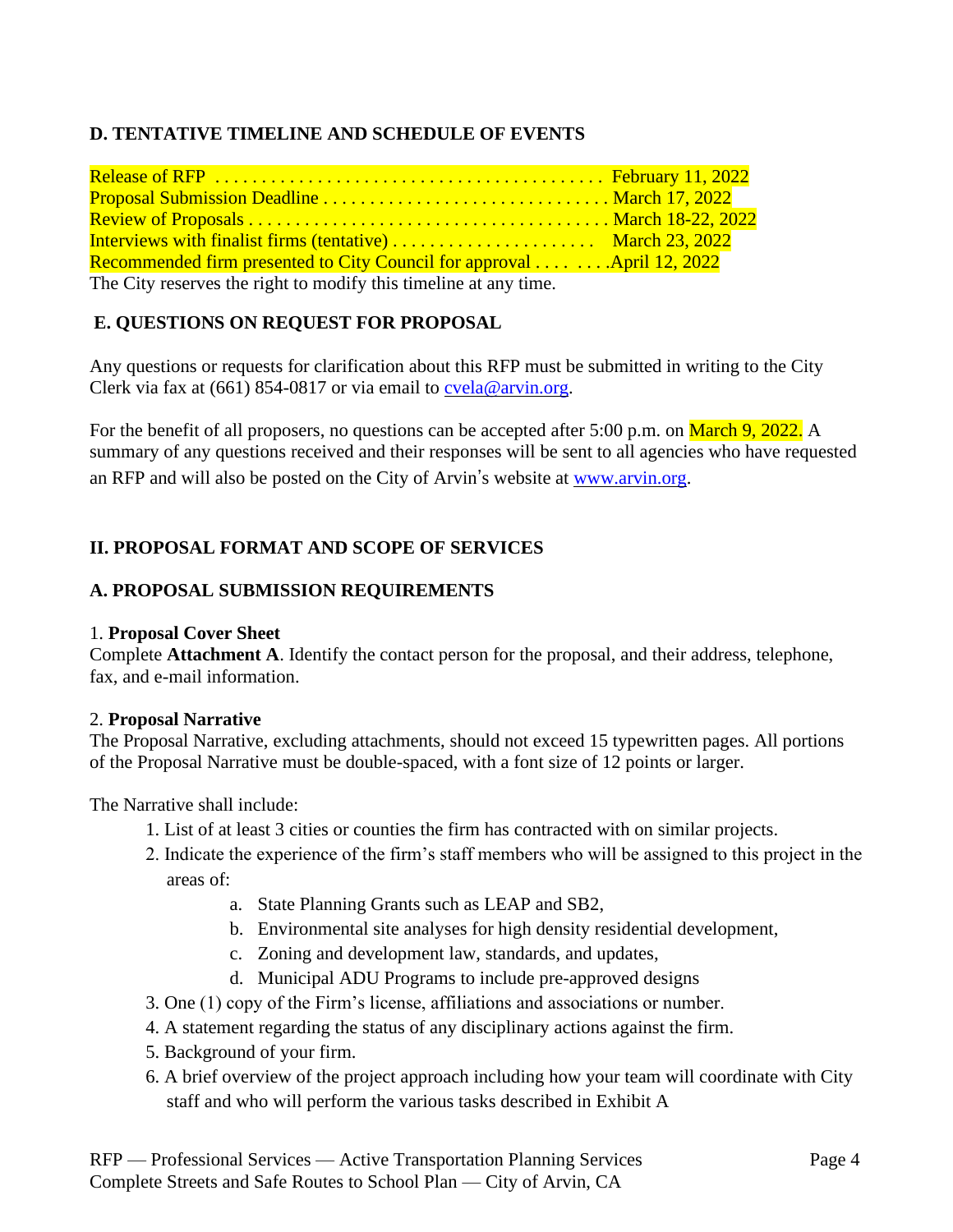### D. TENTATIVE TIMELINE AND SCHEDULE OF EVENTS

Release of RFP . . . . . . . . . . . . . . . . . . . . . . . . . . . . . . . . . . . . . . . . . February 11, 2022
Proposal Submission Deadline . . . . . . . . . . . . . . . . . . . . . . . . . . . . . . March 17, 2022
Review of Proposals . . . . . . . . . . . . . . . . . . . . . . . . . . . . . . . . . . . . . March 18-22, 2022
Interviews with finalist firms (tentative) . . . . . . . . . . . . . . . . . . . . . March 23, 2022
Recommended firm presented to City Council for approval . . . . . . . .April 12, 2022
The City reserves the right to modify this timeline at any time.

### E. QUESTIONS ON REQUEST FOR PROPOSAL

Any questions or requests for clarification about this RFP must be submitted in writing to the City Clerk via fax at (661) 854-0817 or via email to cvela@arvin.org.

For the benefit of all proposers, no questions can be accepted after 5:00 p.m. on March 9, 2022. A summary of any questions received and their responses will be sent to all agencies who have requested an RFP and will also be posted on the City of Arvin's website at www.arvin.org.

## II. PROPOSAL FORMAT AND SCOPE OF SERVICES

### A. PROPOSAL SUBMISSION REQUIREMENTS

1. **Proposal Cover Sheet**
Complete **Attachment A**. Identify the contact person for the proposal, and their address, telephone, fax, and e-mail information.

2. **Proposal Narrative**
The Proposal Narrative, excluding attachments, should not exceed 15 typewritten pages. All portions of the Proposal Narrative must be double-spaced, with a font size of 12 points or larger.

The Narrative shall include:

1. List of at least 3 cities or counties the firm has contracted with on similar projects.
2. Indicate the experience of the firm's staff members who will be assigned to this project in the areas of:
    a. State Planning Grants such as LEAP and SB2,
    b. Environmental site analyses for high density residential development,
    c. Zoning and development law, standards, and updates,
    d. Municipal ADU Programs to include pre-approved designs
3. One (1) copy of the Firm's license, affiliations and associations or number.
4. A statement regarding the status of any disciplinary actions against the firm.
5. Background of your firm.
6. A brief overview of the project approach including how your team will coordinate with City staff and who will perform the various tasks described in Exhibit A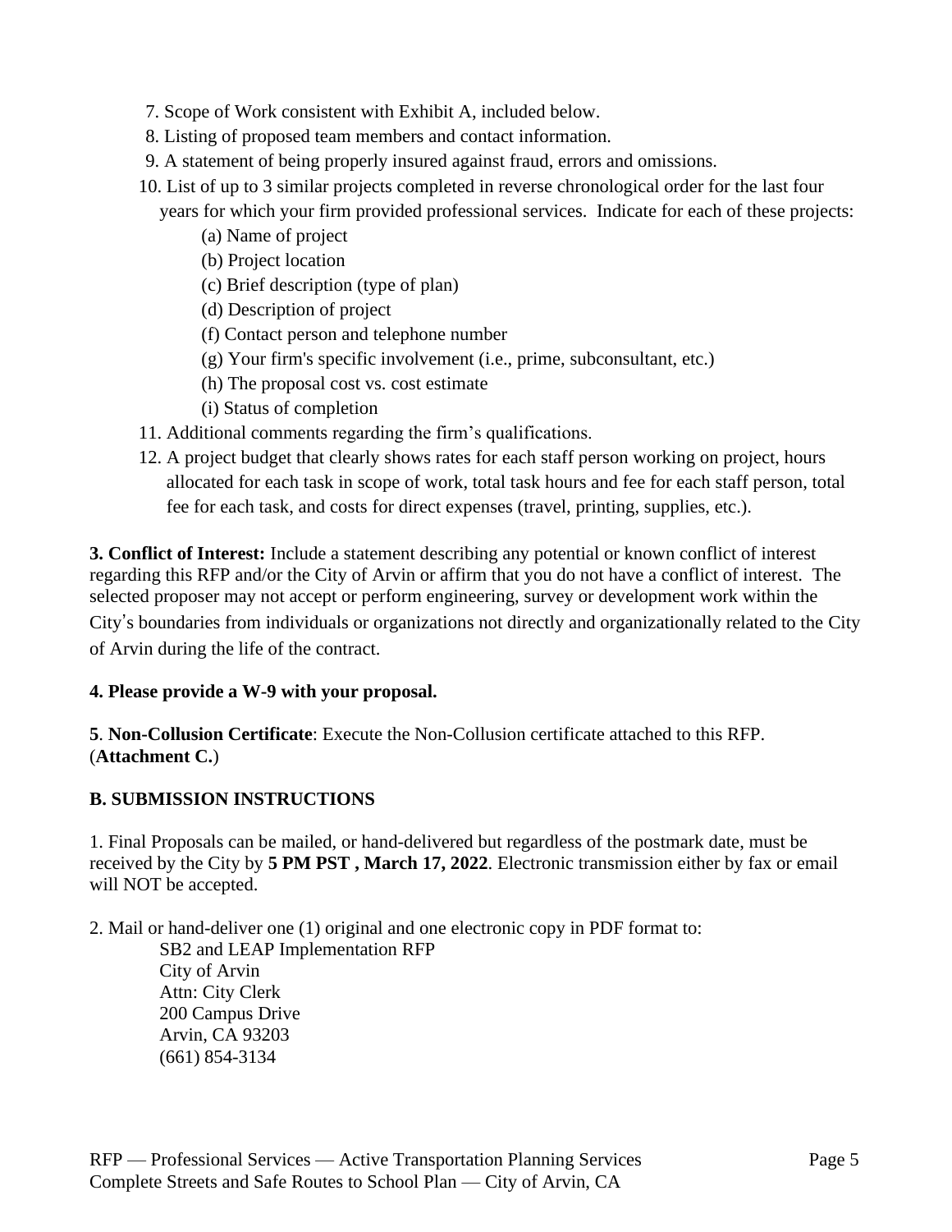7. Scope of Work consistent with Exhibit A, included below.
8. Listing of proposed team members and contact information.
9. A statement of being properly insured against fraud, errors and omissions.
10. List of up to 3 similar projects completed in reverse chronological order for the last four years for which your firm provided professional services. Indicate for each of these projects:
    - (a) Name of project
    - (b) Project location
    - (c) Brief description (type of plan)
    - (d) Description of project
    - (f) Contact person and telephone number
    - (g) Your firm's specific involvement (i.e., prime, subconsultant, etc.)
    - (h) The proposal cost vs. cost estimate
    - (i) Status of completion
11. Additional comments regarding the firm's qualifications.
12. A project budget that clearly shows rates for each staff person working on project, hours allocated for each task in scope of work, total task hours and fee for each staff person, total fee for each task, and costs for direct expenses (travel, printing, supplies, etc.).

**3. Conflict of Interest:** Include a statement describing any potential or known conflict of interest regarding this RFP and/or the City of Arvin or affirm that you do not have a conflict of interest. The selected proposer may not accept or perform engineering, survey or development work within the City's boundaries from individuals or organizations not directly and organizationally related to the City of Arvin during the life of the contract.

**4. Please provide a W-9 with your proposal.**

**5**. **Non-Collusion Certificate**: Execute the Non-Collusion certificate attached to this RFP. (**Attachment C.**)

## B. SUBMISSION INSTRUCTIONS

1. Final Proposals can be mailed, or hand-delivered but regardless of the postmark date, must be received by the City by **5 PM PST , March 17, 2022**. Electronic transmission either by fax or email will NOT be accepted.

2. Mail or hand-deliver one (1) original and one electronic copy in PDF format to:

   SB2 and LEAP Implementation RFP
   City of Arvin
   Attn: City Clerk
   200 Campus Drive
   Arvin, CA 93203
   (661) 854-3134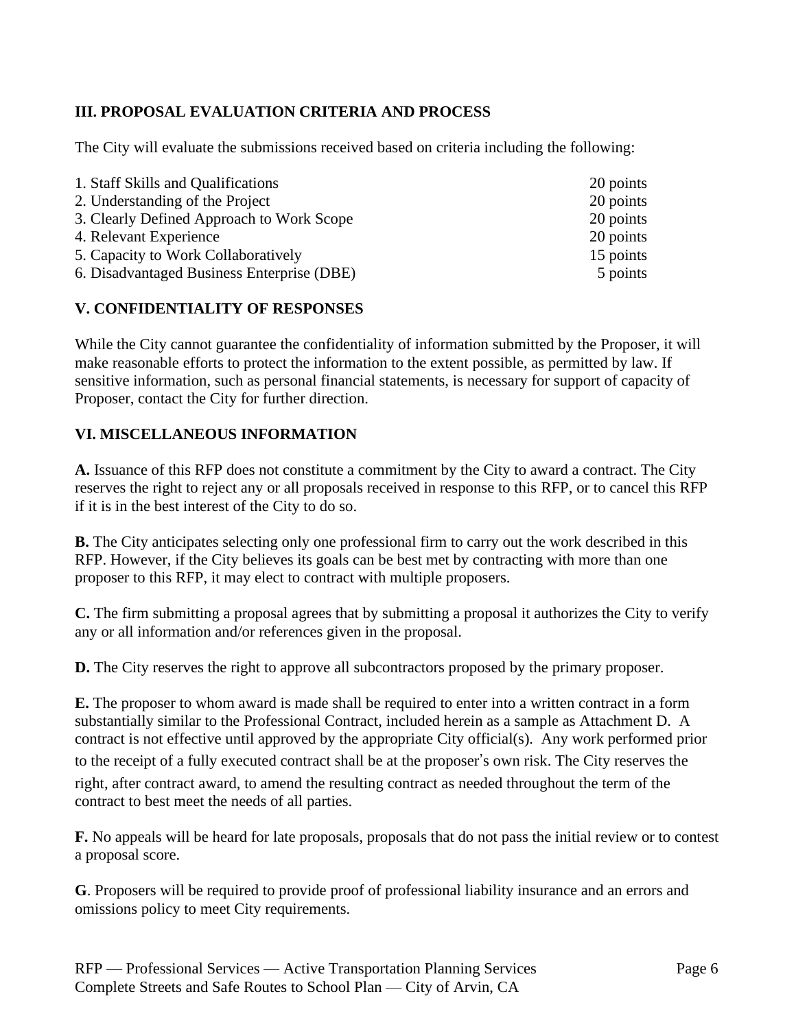### III. PROPOSAL EVALUATION CRITERIA AND PROCESS

The City will evaluate the submissions received based on criteria including the following:

| Criteria | Points |
|---|---|
| 1. Staff Skills and Qualifications | 20 points |
| 2. Understanding of the Project | 20 points |
| 3. Clearly Defined Approach to Work Scope | 20 points |
| 4. Relevant Experience | 20 points |
| 5. Capacity to Work Collaboratively | 15 points |
| 6. Disadvantaged Business Enterprise (DBE) | 5 points |

### V. CONFIDENTIALITY OF RESPONSES

While the City cannot guarantee the confidentiality of information submitted by the Proposer, it will make reasonable efforts to protect the information to the extent possible, as permitted by law. If sensitive information, such as personal financial statements, is necessary for support of capacity of Proposer, contact the City for further direction.

### VI. MISCELLANEOUS INFORMATION

**A.** Issuance of this RFP does not constitute a commitment by the City to award a contract. The City reserves the right to reject any or all proposals received in response to this RFP, or to cancel this RFP if it is in the best interest of the City to do so.

**B.** The City anticipates selecting only one professional firm to carry out the work described in this RFP. However, if the City believes its goals can be best met by contracting with more than one proposer to this RFP, it may elect to contract with multiple proposers.

**C.** The firm submitting a proposal agrees that by submitting a proposal it authorizes the City to verify any or all information and/or references given in the proposal.

**D.** The City reserves the right to approve all subcontractors proposed by the primary proposer.

**E.** The proposer to whom award is made shall be required to enter into a written contract in a form substantially similar to the Professional Contract, included herein as a sample as Attachment D. A contract is not effective until approved by the appropriate City official(s). Any work performed prior to the receipt of a fully executed contract shall be at the proposer's own risk. The City reserves the right, after contract award, to amend the resulting contract as needed throughout the term of the contract to best meet the needs of all parties.

**F.** No appeals will be heard for late proposals, proposals that do not pass the initial review or to contest a proposal score.

**G**. Proposers will be required to provide proof of professional liability insurance and an errors and omissions policy to meet City requirements.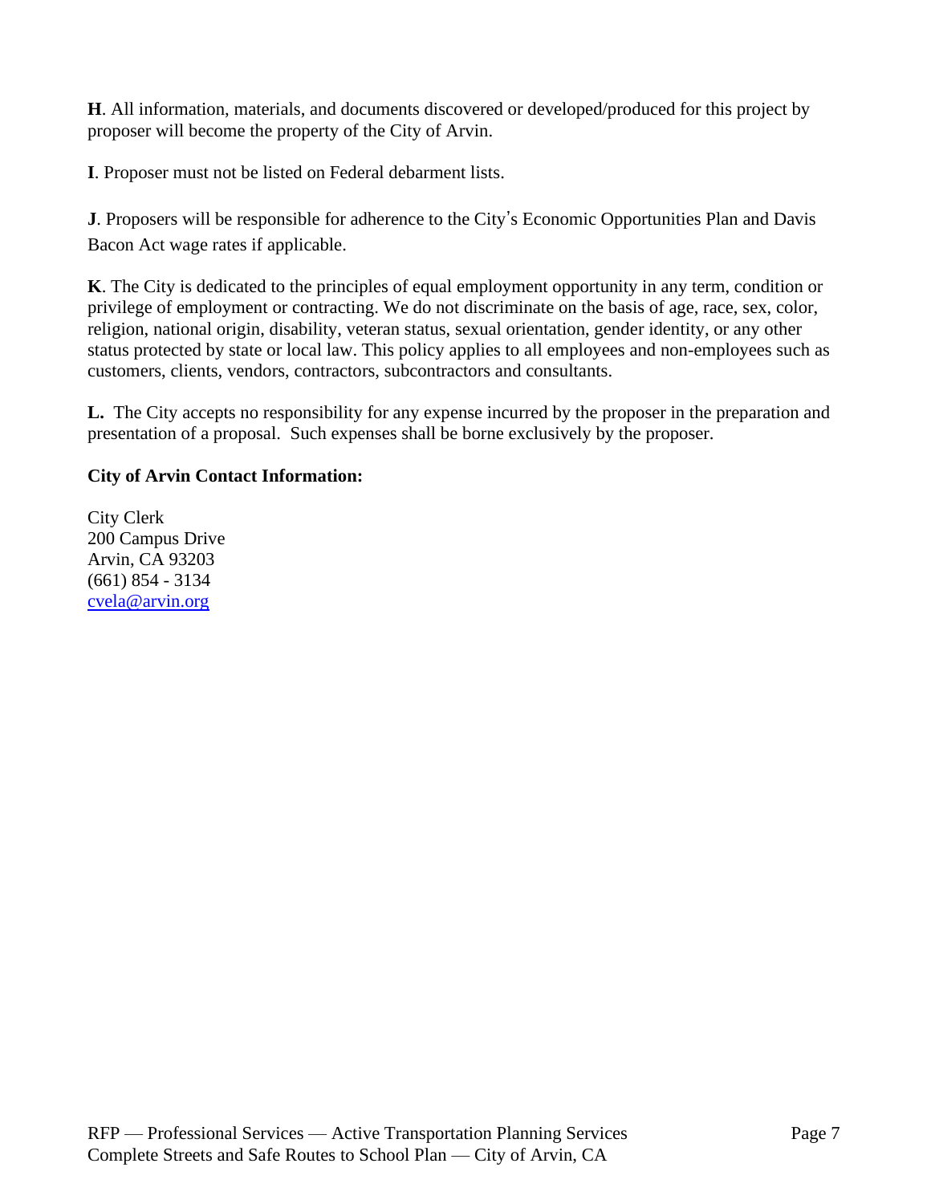**H**. All information, materials, and documents discovered or developed/produced for this project by proposer will become the property of the City of Arvin.

**I**. Proposer must not be listed on Federal debarment lists.

**J**. Proposers will be responsible for adherence to the City's Economic Opportunities Plan and Davis Bacon Act wage rates if applicable.

**K**. The City is dedicated to the principles of equal employment opportunity in any term, condition or privilege of employment or contracting. We do not discriminate on the basis of age, race, sex, color, religion, national origin, disability, veteran status, sexual orientation, gender identity, or any other status protected by state or local law. This policy applies to all employees and non-employees such as customers, clients, vendors, contractors, subcontractors and consultants.

**L.** The City accepts no responsibility for any expense incurred by the proposer in the preparation and presentation of a proposal. Such expenses shall be borne exclusively by the proposer.

**City of Arvin Contact Information:**

City Clerk
200 Campus Drive
Arvin, CA 93203
(661) 854 - 3134
cvela@arvin.org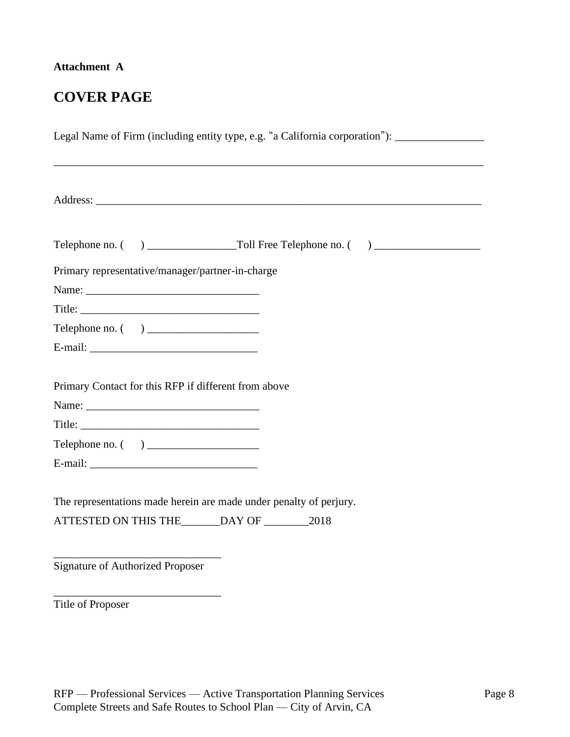**Attachment A**

# COVER PAGE

Legal Name of Firm (including entity type, e.g. "a California corporation"): ________________

________________________________________________________________________________

Address: ________________________________________________________________________

Telephone no. (      ) ________________Toll Free Telephone no. (      ) ___________________

Primary representative/manager/partner-in-charge

Name: _______________________________

Title: ________________________________

Telephone no. (      ) ____________________

E-mail: ______________________________

Primary Contact for this RFP if different from above

Name: _______________________________

Title: ________________________________

Telephone no. (      ) ____________________

E-mail: ______________________________

The representations made herein are made under penalty of perjury.

ATTESTED ON THIS THE_______DAY OF ________2018

______________________________
Signature of Authorized Proposer

______________________________
Title of Proposer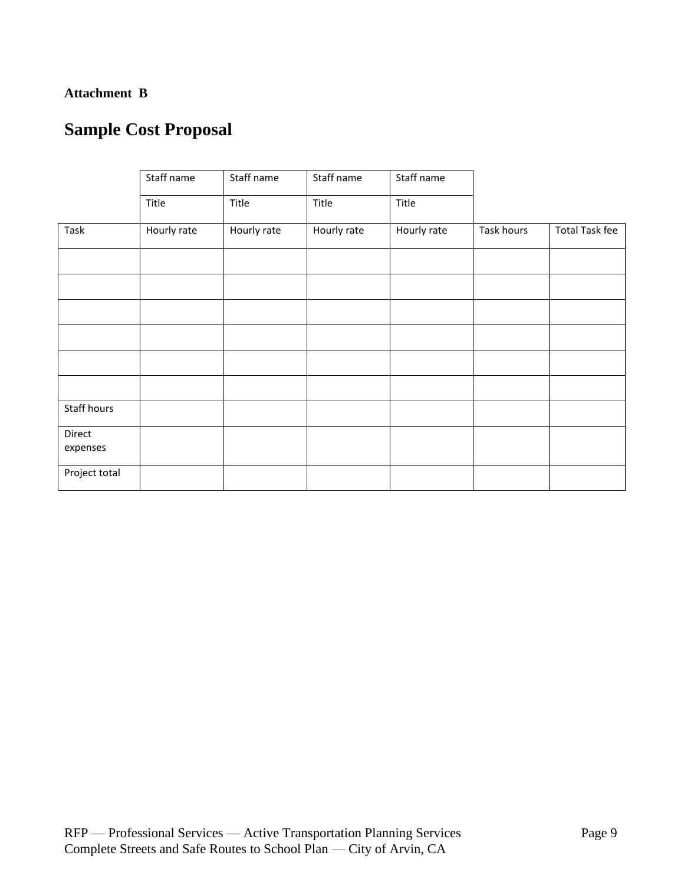**Attachment B**

# Sample Cost Proposal

| | Staff name | Staff name | Staff name | Staff name | | |
|---|---|---|---|---|---|---|
| | Title | Title | Title | Title | | |
| Task | Hourly rate | Hourly rate | Hourly rate | Hourly rate | Task hours | Total Task fee |
| | | | | | | |
| | | | | | | |
| | | | | | | |
| | | | | | | |
| | | | | | | |
| | | | | | | |
| Staff hours | | | | | | |
| Direct expenses | | | | | | |
| Project total | | | | | | |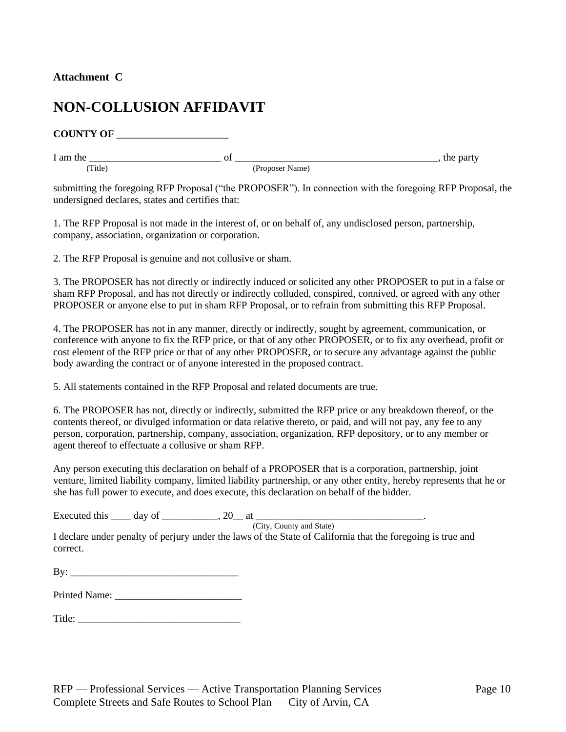**Attachment C**

# NON-COLLUSION AFFIDAVIT

**COUNTY OF** ______________________

I am the __________________________ of ________________________________________, the party
(Title) (Proposer Name)

submitting the foregoing RFP Proposal ("the PROPOSER"). In connection with the foregoing RFP Proposal, the undersigned declares, states and certifies that:

1. The RFP Proposal is not made in the interest of, or on behalf of, any undisclosed person, partnership, company, association, organization or corporation.

2. The RFP Proposal is genuine and not collusive or sham.

3. The PROPOSER has not directly or indirectly induced or solicited any other PROPOSER to put in a false or sham RFP Proposal, and has not directly or indirectly colluded, conspired, connived, or agreed with any other PROPOSER or anyone else to put in sham RFP Proposal, or to refrain from submitting this RFP Proposal.

4. The PROPOSER has not in any manner, directly or indirectly, sought by agreement, communication, or conference with anyone to fix the RFP price, or that of any other PROPOSER, or to fix any overhead, profit or cost element of the RFP price or that of any other PROPOSER, or to secure any advantage against the public body awarding the contract or of anyone interested in the proposed contract.

5. All statements contained in the RFP Proposal and related documents are true.

6. The PROPOSER has not, directly or indirectly, submitted the RFP price or any breakdown thereof, or the contents thereof, or divulged information or data relative thereto, or paid, and will not pay, any fee to any person, corporation, partnership, company, association, organization, RFP depository, or to any member or agent thereof to effectuate a collusive or sham RFP.

Any person executing this declaration on behalf of a PROPOSER that is a corporation, partnership, joint venture, limited liability company, limited liability partnership, or any other entity, hereby represents that he or she has full power to execute, and does execute, this declaration on behalf of the bidder.

Executed this ____ day of ___________, 20__ at _________________________________.
(City, County and State)

I declare under penalty of perjury under the laws of the State of California that the foregoing is true and correct.

By: _________________________________

Printed Name: _________________________

Title: ________________________________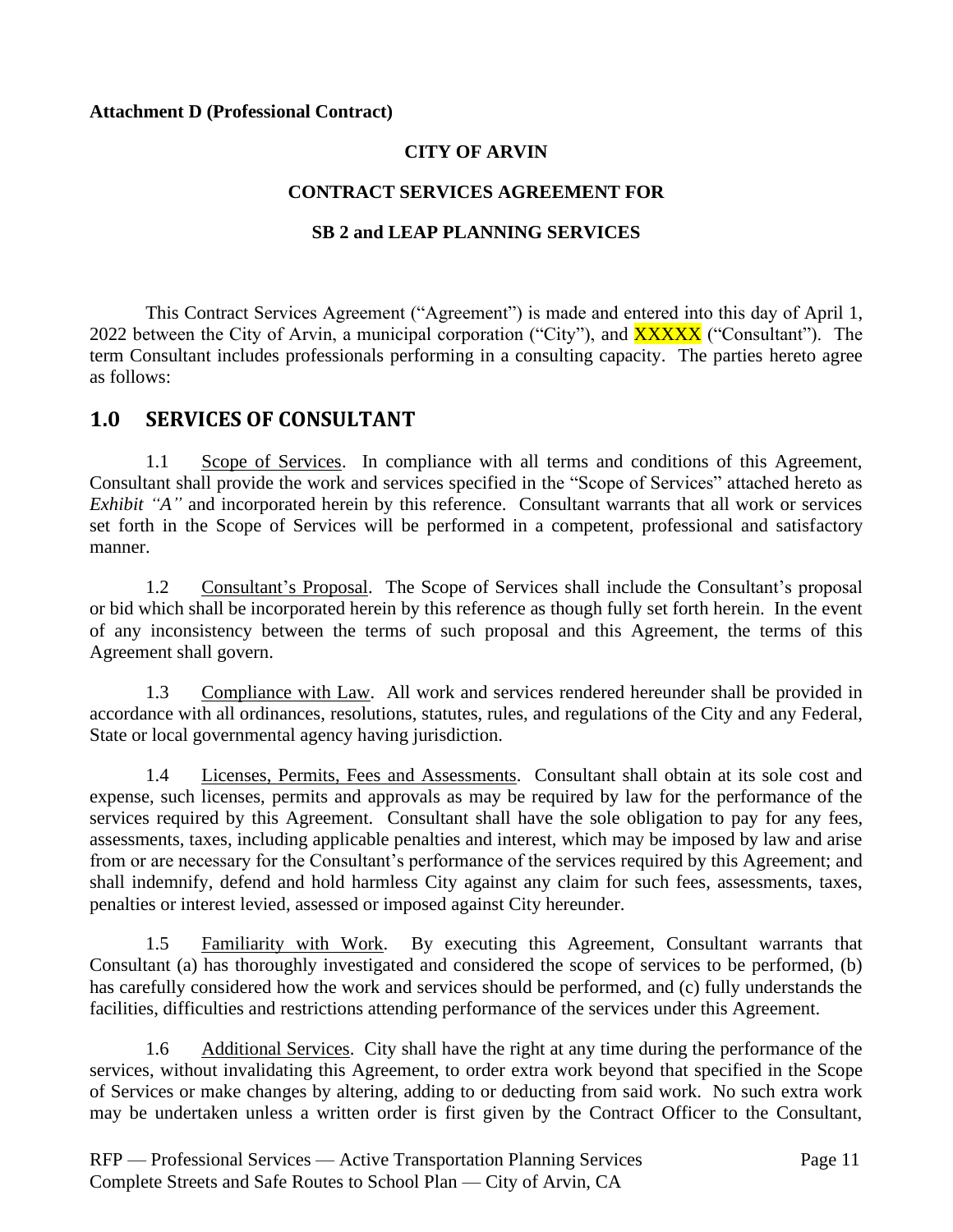**Attachment D (Professional Contract)**

**CITY OF ARVIN**

**CONTRACT SERVICES AGREEMENT FOR**

**SB 2 and LEAP PLANNING SERVICES**

This Contract Services Agreement ("Agreement") is made and entered into this day of April 1, 2022 between the City of Arvin, a municipal corporation ("City"), and XXXXX ("Consultant"). The term Consultant includes professionals performing in a consulting capacity. The parties hereto agree as follows:

## 1.0 SERVICES OF CONSULTANT

1.1 Scope of Services. In compliance with all terms and conditions of this Agreement, Consultant shall provide the work and services specified in the "Scope of Services" attached hereto as *Exhibit "A"* and incorporated herein by this reference. Consultant warrants that all work or services set forth in the Scope of Services will be performed in a competent, professional and satisfactory manner.

1.2 Consultant's Proposal. The Scope of Services shall include the Consultant's proposal or bid which shall be incorporated herein by this reference as though fully set forth herein. In the event of any inconsistency between the terms of such proposal and this Agreement, the terms of this Agreement shall govern.

1.3 Compliance with Law. All work and services rendered hereunder shall be provided in accordance with all ordinances, resolutions, statutes, rules, and regulations of the City and any Federal, State or local governmental agency having jurisdiction.

1.4 Licenses, Permits, Fees and Assessments. Consultant shall obtain at its sole cost and expense, such licenses, permits and approvals as may be required by law for the performance of the services required by this Agreement. Consultant shall have the sole obligation to pay for any fees, assessments, taxes, including applicable penalties and interest, which may be imposed by law and arise from or are necessary for the Consultant's performance of the services required by this Agreement; and shall indemnify, defend and hold harmless City against any claim for such fees, assessments, taxes, penalties or interest levied, assessed or imposed against City hereunder.

1.5 Familiarity with Work. By executing this Agreement, Consultant warrants that Consultant (a) has thoroughly investigated and considered the scope of services to be performed, (b) has carefully considered how the work and services should be performed, and (c) fully understands the facilities, difficulties and restrictions attending performance of the services under this Agreement.

1.6 Additional Services. City shall have the right at any time during the performance of the services, without invalidating this Agreement, to order extra work beyond that specified in the Scope of Services or make changes by altering, adding to or deducting from said work. No such extra work may be undertaken unless a written order is first given by the Contract Officer to the Consultant,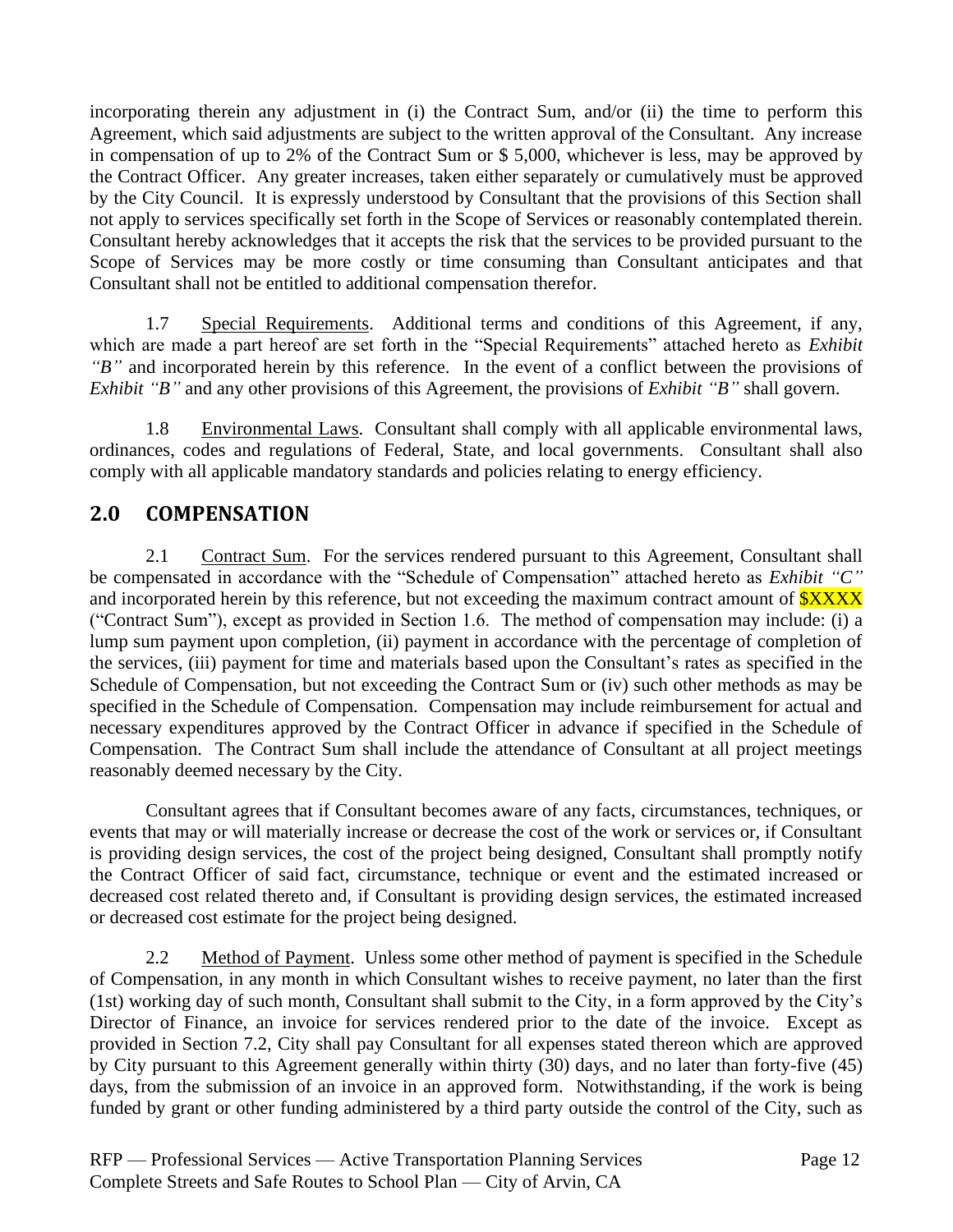incorporating therein any adjustment in (i) the Contract Sum, and/or (ii) the time to perform this Agreement, which said adjustments are subject to the written approval of the Consultant. Any increase in compensation of up to 2% of the Contract Sum or $ 5,000, whichever is less, may be approved by the Contract Officer. Any greater increases, taken either separately or cumulatively must be approved by the City Council. It is expressly understood by Consultant that the provisions of this Section shall not apply to services specifically set forth in the Scope of Services or reasonably contemplated therein. Consultant hereby acknowledges that it accepts the risk that the services to be provided pursuant to the Scope of Services may be more costly or time consuming than Consultant anticipates and that Consultant shall not be entitled to additional compensation therefor.

1.7 Special Requirements. Additional terms and conditions of this Agreement, if any, which are made a part hereof are set forth in the "Special Requirements" attached hereto as *Exhibit "B"* and incorporated herein by this reference. In the event of a conflict between the provisions of *Exhibit "B"* and any other provisions of this Agreement, the provisions of *Exhibit "B"* shall govern.

1.8 Environmental Laws. Consultant shall comply with all applicable environmental laws, ordinances, codes and regulations of Federal, State, and local governments. Consultant shall also comply with all applicable mandatory standards and policies relating to energy efficiency.

## 2.0 COMPENSATION

2.1 Contract Sum. For the services rendered pursuant to this Agreement, Consultant shall be compensated in accordance with the "Schedule of Compensation" attached hereto as *Exhibit "C"* and incorporated herein by this reference, but not exceeding the maximum contract amount of $XXXX ("Contract Sum"), except as provided in Section 1.6. The method of compensation may include: (i) a lump sum payment upon completion, (ii) payment in accordance with the percentage of completion of the services, (iii) payment for time and materials based upon the Consultant's rates as specified in the Schedule of Compensation, but not exceeding the Contract Sum or (iv) such other methods as may be specified in the Schedule of Compensation. Compensation may include reimbursement for actual and necessary expenditures approved by the Contract Officer in advance if specified in the Schedule of Compensation. The Contract Sum shall include the attendance of Consultant at all project meetings reasonably deemed necessary by the City.

Consultant agrees that if Consultant becomes aware of any facts, circumstances, techniques, or events that may or will materially increase or decrease the cost of the work or services or, if Consultant is providing design services, the cost of the project being designed, Consultant shall promptly notify the Contract Officer of said fact, circumstance, technique or event and the estimated increased or decreased cost related thereto and, if Consultant is providing design services, the estimated increased or decreased cost estimate for the project being designed.

2.2 Method of Payment. Unless some other method of payment is specified in the Schedule of Compensation, in any month in which Consultant wishes to receive payment, no later than the first (1st) working day of such month, Consultant shall submit to the City, in a form approved by the City's Director of Finance, an invoice for services rendered prior to the date of the invoice. Except as provided in Section 7.2, City shall pay Consultant for all expenses stated thereon which are approved by City pursuant to this Agreement generally within thirty (30) days, and no later than forty-five (45) days, from the submission of an invoice in an approved form. Notwithstanding, if the work is being funded by grant or other funding administered by a third party outside the control of the City, such as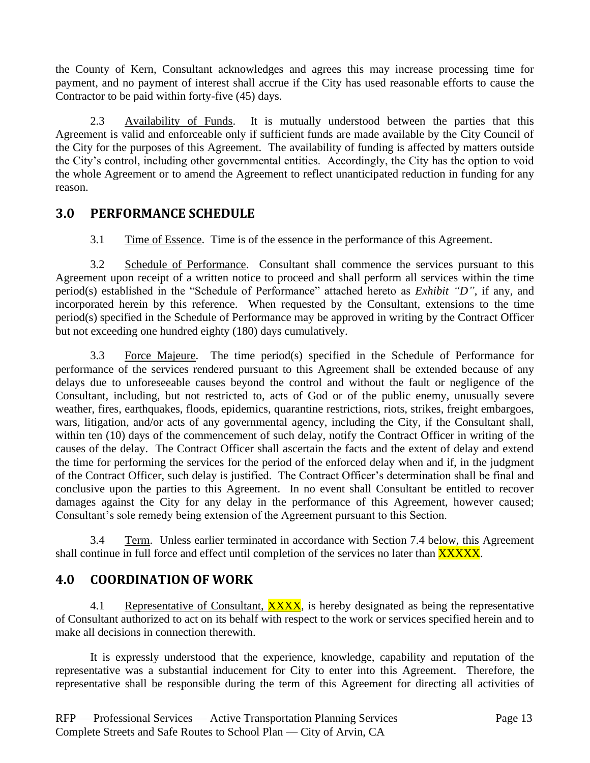the County of Kern, Consultant acknowledges and agrees this may increase processing time for payment, and no payment of interest shall accrue if the City has used reasonable efforts to cause the Contractor to be paid within forty-five (45) days.

2.3 Availability of Funds. It is mutually understood between the parties that this Agreement is valid and enforceable only if sufficient funds are made available by the City Council of the City for the purposes of this Agreement. The availability of funding is affected by matters outside the City's control, including other governmental entities. Accordingly, the City has the option to void the whole Agreement or to amend the Agreement to reflect unanticipated reduction in funding for any reason.

## 3.0 PERFORMANCE SCHEDULE

3.1 Time of Essence. Time is of the essence in the performance of this Agreement.

3.2 Schedule of Performance. Consultant shall commence the services pursuant to this Agreement upon receipt of a written notice to proceed and shall perform all services within the time period(s) established in the "Schedule of Performance" attached hereto as *Exhibit "D"*, if any, and incorporated herein by this reference. When requested by the Consultant, extensions to the time period(s) specified in the Schedule of Performance may be approved in writing by the Contract Officer but not exceeding one hundred eighty (180) days cumulatively.

3.3 Force Majeure. The time period(s) specified in the Schedule of Performance for performance of the services rendered pursuant to this Agreement shall be extended because of any delays due to unforeseeable causes beyond the control and without the fault or negligence of the Consultant, including, but not restricted to, acts of God or of the public enemy, unusually severe weather, fires, earthquakes, floods, epidemics, quarantine restrictions, riots, strikes, freight embargoes, wars, litigation, and/or acts of any governmental agency, including the City, if the Consultant shall, within ten (10) days of the commencement of such delay, notify the Contract Officer in writing of the causes of the delay. The Contract Officer shall ascertain the facts and the extent of delay and extend the time for performing the services for the period of the enforced delay when and if, in the judgment of the Contract Officer, such delay is justified. The Contract Officer's determination shall be final and conclusive upon the parties to this Agreement. In no event shall Consultant be entitled to recover damages against the City for any delay in the performance of this Agreement, however caused; Consultant's sole remedy being extension of the Agreement pursuant to this Section.

3.4 Term. Unless earlier terminated in accordance with Section 7.4 below, this Agreement shall continue in full force and effect until completion of the services no later than XXXXX.

## 4.0 COORDINATION OF WORK

4.1 Representative of Consultant, XXXX, is hereby designated as being the representative of Consultant authorized to act on its behalf with respect to the work or services specified herein and to make all decisions in connection therewith.

It is expressly understood that the experience, knowledge, capability and reputation of the representative was a substantial inducement for City to enter into this Agreement. Therefore, the representative shall be responsible during the term of this Agreement for directing all activities of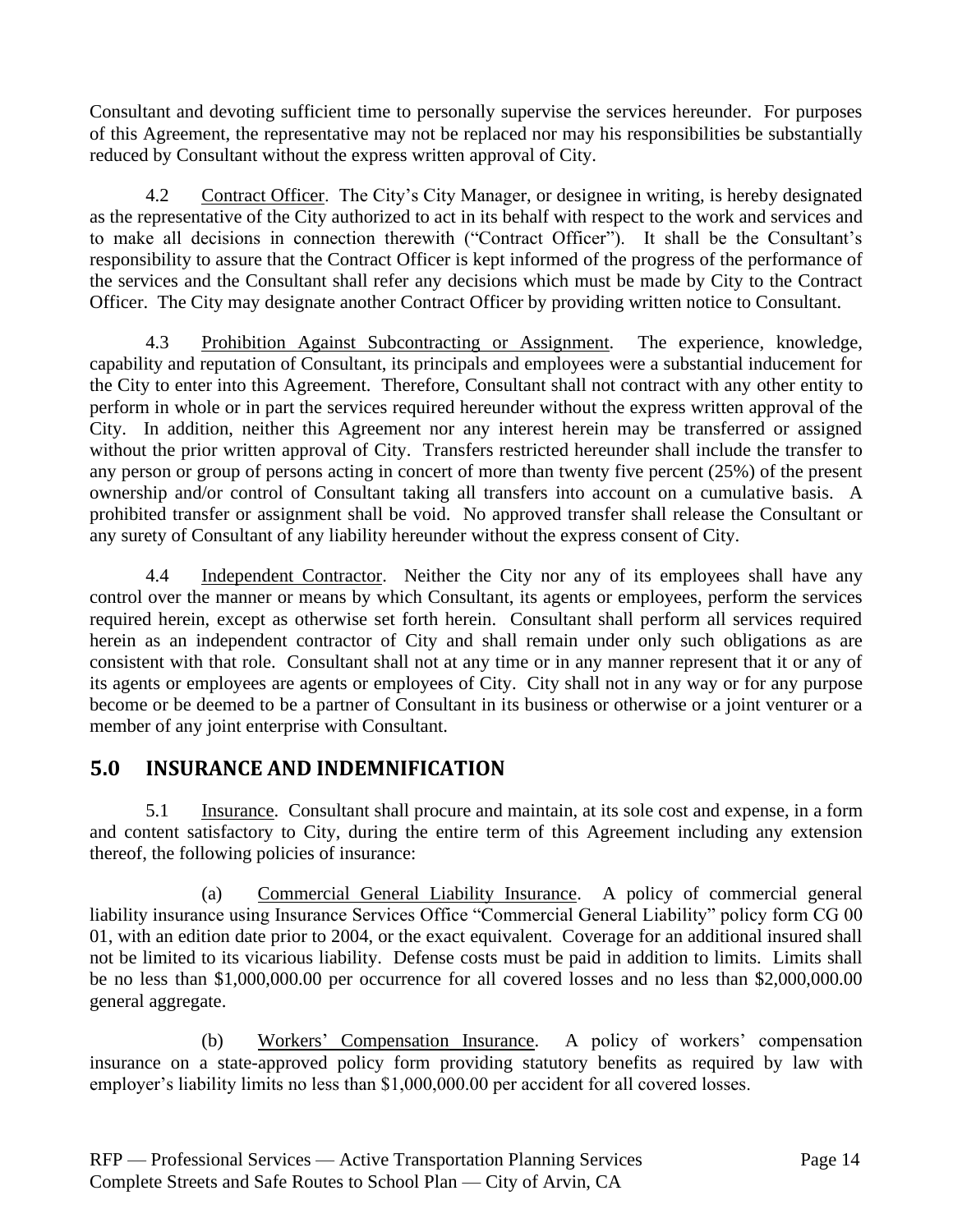Consultant and devoting sufficient time to personally supervise the services hereunder. For purposes of this Agreement, the representative may not be replaced nor may his responsibilities be substantially reduced by Consultant without the express written approval of City.

4.2 Contract Officer. The City's City Manager, or designee in writing, is hereby designated as the representative of the City authorized to act in its behalf with respect to the work and services and to make all decisions in connection therewith ("Contract Officer"). It shall be the Consultant's responsibility to assure that the Contract Officer is kept informed of the progress of the performance of the services and the Consultant shall refer any decisions which must be made by City to the Contract Officer. The City may designate another Contract Officer by providing written notice to Consultant.

4.3 Prohibition Against Subcontracting or Assignment. The experience, knowledge, capability and reputation of Consultant, its principals and employees were a substantial inducement for the City to enter into this Agreement. Therefore, Consultant shall not contract with any other entity to perform in whole or in part the services required hereunder without the express written approval of the City. In addition, neither this Agreement nor any interest herein may be transferred or assigned without the prior written approval of City. Transfers restricted hereunder shall include the transfer to any person or group of persons acting in concert of more than twenty five percent (25%) of the present ownership and/or control of Consultant taking all transfers into account on a cumulative basis. A prohibited transfer or assignment shall be void. No approved transfer shall release the Consultant or any surety of Consultant of any liability hereunder without the express consent of City.

4.4 Independent Contractor. Neither the City nor any of its employees shall have any control over the manner or means by which Consultant, its agents or employees, perform the services required herein, except as otherwise set forth herein. Consultant shall perform all services required herein as an independent contractor of City and shall remain under only such obligations as are consistent with that role. Consultant shall not at any time or in any manner represent that it or any of its agents or employees are agents or employees of City. City shall not in any way or for any purpose become or be deemed to be a partner of Consultant in its business or otherwise or a joint venturer or a member of any joint enterprise with Consultant.

## 5.0 INSURANCE AND INDEMNIFICATION

5.1 Insurance. Consultant shall procure and maintain, at its sole cost and expense, in a form and content satisfactory to City, during the entire term of this Agreement including any extension thereof, the following policies of insurance:

(a) Commercial General Liability Insurance. A policy of commercial general liability insurance using Insurance Services Office "Commercial General Liability" policy form CG 00 01, with an edition date prior to 2004, or the exact equivalent. Coverage for an additional insured shall not be limited to its vicarious liability. Defense costs must be paid in addition to limits. Limits shall be no less than $1,000,000.00 per occurrence for all covered losses and no less than $2,000,000.00 general aggregate.

(b) Workers' Compensation Insurance. A policy of workers' compensation insurance on a state-approved policy form providing statutory benefits as required by law with employer's liability limits no less than $1,000,000.00 per accident for all covered losses.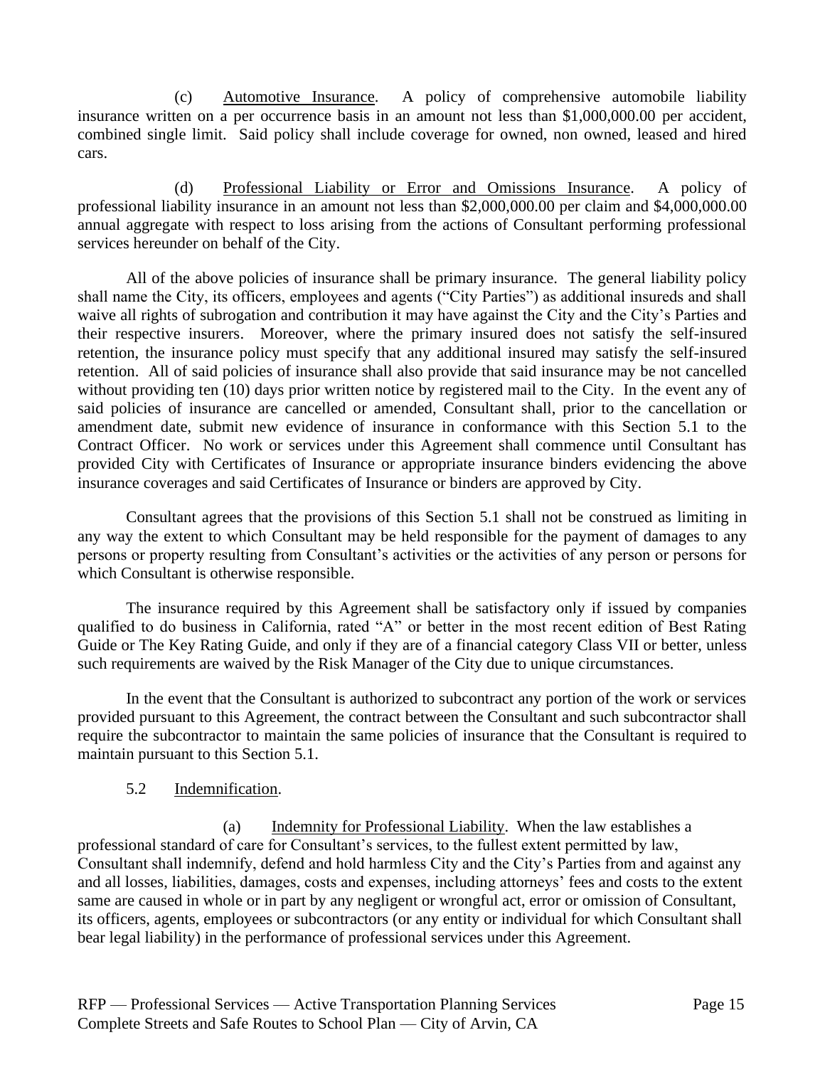(c) Automotive Insurance. A policy of comprehensive automobile liability insurance written on a per occurrence basis in an amount not less than $1,000,000.00 per accident, combined single limit. Said policy shall include coverage for owned, non owned, leased and hired cars.

(d) Professional Liability or Error and Omissions Insurance. A policy of professional liability insurance in an amount not less than $2,000,000.00 per claim and $4,000,000.00 annual aggregate with respect to loss arising from the actions of Consultant performing professional services hereunder on behalf of the City.

All of the above policies of insurance shall be primary insurance. The general liability policy shall name the City, its officers, employees and agents ("City Parties") as additional insureds and shall waive all rights of subrogation and contribution it may have against the City and the City's Parties and their respective insurers. Moreover, where the primary insured does not satisfy the self-insured retention, the insurance policy must specify that any additional insured may satisfy the self-insured retention. All of said policies of insurance shall also provide that said insurance may be not cancelled without providing ten (10) days prior written notice by registered mail to the City. In the event any of said policies of insurance are cancelled or amended, Consultant shall, prior to the cancellation or amendment date, submit new evidence of insurance in conformance with this Section 5.1 to the Contract Officer. No work or services under this Agreement shall commence until Consultant has provided City with Certificates of Insurance or appropriate insurance binders evidencing the above insurance coverages and said Certificates of Insurance or binders are approved by City.

Consultant agrees that the provisions of this Section 5.1 shall not be construed as limiting in any way the extent to which Consultant may be held responsible for the payment of damages to any persons or property resulting from Consultant's activities or the activities of any person or persons for which Consultant is otherwise responsible.

The insurance required by this Agreement shall be satisfactory only if issued by companies qualified to do business in California, rated "A" or better in the most recent edition of Best Rating Guide or The Key Rating Guide, and only if they are of a financial category Class VII or better, unless such requirements are waived by the Risk Manager of the City due to unique circumstances.

In the event that the Consultant is authorized to subcontract any portion of the work or services provided pursuant to this Agreement, the contract between the Consultant and such subcontractor shall require the subcontractor to maintain the same policies of insurance that the Consultant is required to maintain pursuant to this Section 5.1.

5.2 Indemnification.

(a) Indemnity for Professional Liability. When the law establishes a professional standard of care for Consultant's services, to the fullest extent permitted by law, Consultant shall indemnify, defend and hold harmless City and the City's Parties from and against any and all losses, liabilities, damages, costs and expenses, including attorneys' fees and costs to the extent same are caused in whole or in part by any negligent or wrongful act, error or omission of Consultant, its officers, agents, employees or subcontractors (or any entity or individual for which Consultant shall bear legal liability) in the performance of professional services under this Agreement.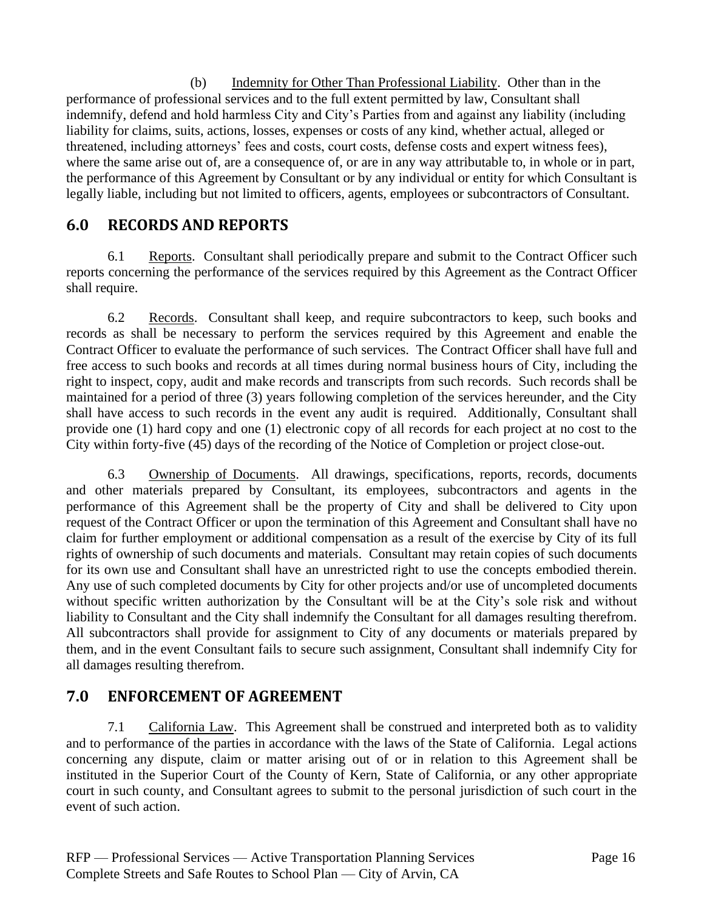(b) Indemnity for Other Than Professional Liability. Other than in the performance of professional services and to the full extent permitted by law, Consultant shall indemnify, defend and hold harmless City and City's Parties from and against any liability (including liability for claims, suits, actions, losses, expenses or costs of any kind, whether actual, alleged or threatened, including attorneys' fees and costs, court costs, defense costs and expert witness fees), where the same arise out of, are a consequence of, or are in any way attributable to, in whole or in part, the performance of this Agreement by Consultant or by any individual or entity for which Consultant is legally liable, including but not limited to officers, agents, employees or subcontractors of Consultant.

## 6.0 RECORDS AND REPORTS

6.1 Reports. Consultant shall periodically prepare and submit to the Contract Officer such reports concerning the performance of the services required by this Agreement as the Contract Officer shall require.

6.2 Records. Consultant shall keep, and require subcontractors to keep, such books and records as shall be necessary to perform the services required by this Agreement and enable the Contract Officer to evaluate the performance of such services. The Contract Officer shall have full and free access to such books and records at all times during normal business hours of City, including the right to inspect, copy, audit and make records and transcripts from such records. Such records shall be maintained for a period of three (3) years following completion of the services hereunder, and the City shall have access to such records in the event any audit is required. Additionally, Consultant shall provide one (1) hard copy and one (1) electronic copy of all records for each project at no cost to the City within forty-five (45) days of the recording of the Notice of Completion or project close-out.

6.3 Ownership of Documents. All drawings, specifications, reports, records, documents and other materials prepared by Consultant, its employees, subcontractors and agents in the performance of this Agreement shall be the property of City and shall be delivered to City upon request of the Contract Officer or upon the termination of this Agreement and Consultant shall have no claim for further employment or additional compensation as a result of the exercise by City of its full rights of ownership of such documents and materials. Consultant may retain copies of such documents for its own use and Consultant shall have an unrestricted right to use the concepts embodied therein. Any use of such completed documents by City for other projects and/or use of uncompleted documents without specific written authorization by the Consultant will be at the City's sole risk and without liability to Consultant and the City shall indemnify the Consultant for all damages resulting therefrom. All subcontractors shall provide for assignment to City of any documents or materials prepared by them, and in the event Consultant fails to secure such assignment, Consultant shall indemnify City for all damages resulting therefrom.

## 7.0 ENFORCEMENT OF AGREEMENT

7.1 California Law. This Agreement shall be construed and interpreted both as to validity and to performance of the parties in accordance with the laws of the State of California. Legal actions concerning any dispute, claim or matter arising out of or in relation to this Agreement shall be instituted in the Superior Court of the County of Kern, State of California, or any other appropriate court in such county, and Consultant agrees to submit to the personal jurisdiction of such court in the event of such action.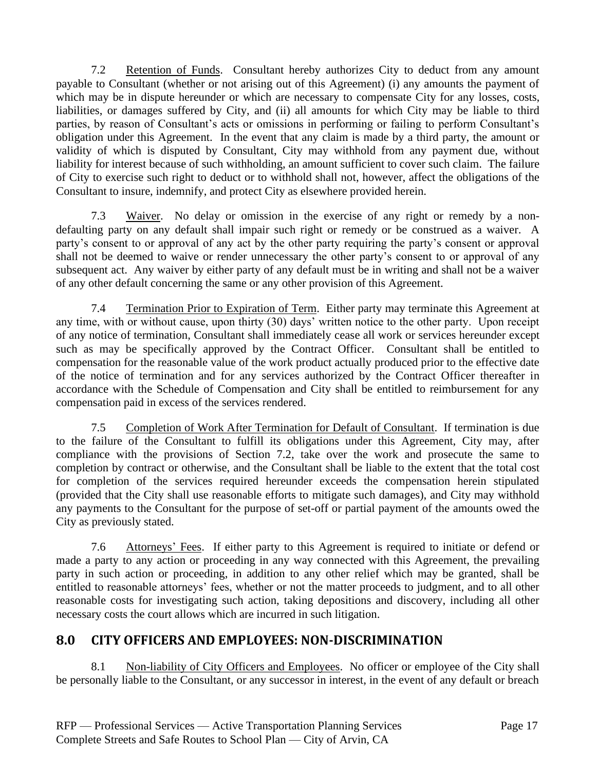7.2 Retention of Funds. Consultant hereby authorizes City to deduct from any amount payable to Consultant (whether or not arising out of this Agreement) (i) any amounts the payment of which may be in dispute hereunder or which are necessary to compensate City for any losses, costs, liabilities, or damages suffered by City, and (ii) all amounts for which City may be liable to third parties, by reason of Consultant's acts or omissions in performing or failing to perform Consultant's obligation under this Agreement. In the event that any claim is made by a third party, the amount or validity of which is disputed by Consultant, City may withhold from any payment due, without liability for interest because of such withholding, an amount sufficient to cover such claim. The failure of City to exercise such right to deduct or to withhold shall not, however, affect the obligations of the Consultant to insure, indemnify, and protect City as elsewhere provided herein.

7.3 Waiver. No delay or omission in the exercise of any right or remedy by a non-defaulting party on any default shall impair such right or remedy or be construed as a waiver. A party's consent to or approval of any act by the other party requiring the party's consent or approval shall not be deemed to waive or render unnecessary the other party's consent to or approval of any subsequent act. Any waiver by either party of any default must be in writing and shall not be a waiver of any other default concerning the same or any other provision of this Agreement.

7.4 Termination Prior to Expiration of Term. Either party may terminate this Agreement at any time, with or without cause, upon thirty (30) days' written notice to the other party. Upon receipt of any notice of termination, Consultant shall immediately cease all work or services hereunder except such as may be specifically approved by the Contract Officer. Consultant shall be entitled to compensation for the reasonable value of the work product actually produced prior to the effective date of the notice of termination and for any services authorized by the Contract Officer thereafter in accordance with the Schedule of Compensation and City shall be entitled to reimbursement for any compensation paid in excess of the services rendered.

7.5 Completion of Work After Termination for Default of Consultant. If termination is due to the failure of the Consultant to fulfill its obligations under this Agreement, City may, after compliance with the provisions of Section 7.2, take over the work and prosecute the same to completion by contract or otherwise, and the Consultant shall be liable to the extent that the total cost for completion of the services required hereunder exceeds the compensation herein stipulated (provided that the City shall use reasonable efforts to mitigate such damages), and City may withhold any payments to the Consultant for the purpose of set-off or partial payment of the amounts owed the City as previously stated.

7.6 Attorneys' Fees. If either party to this Agreement is required to initiate or defend or made a party to any action or proceeding in any way connected with this Agreement, the prevailing party in such action or proceeding, in addition to any other relief which may be granted, shall be entitled to reasonable attorneys' fees, whether or not the matter proceeds to judgment, and to all other reasonable costs for investigating such action, taking depositions and discovery, including all other necessary costs the court allows which are incurred in such litigation.

## 8.0 CITY OFFICERS AND EMPLOYEES: NON-DISCRIMINATION

8.1 Non-liability of City Officers and Employees. No officer or employee of the City shall be personally liable to the Consultant, or any successor in interest, in the event of any default or breach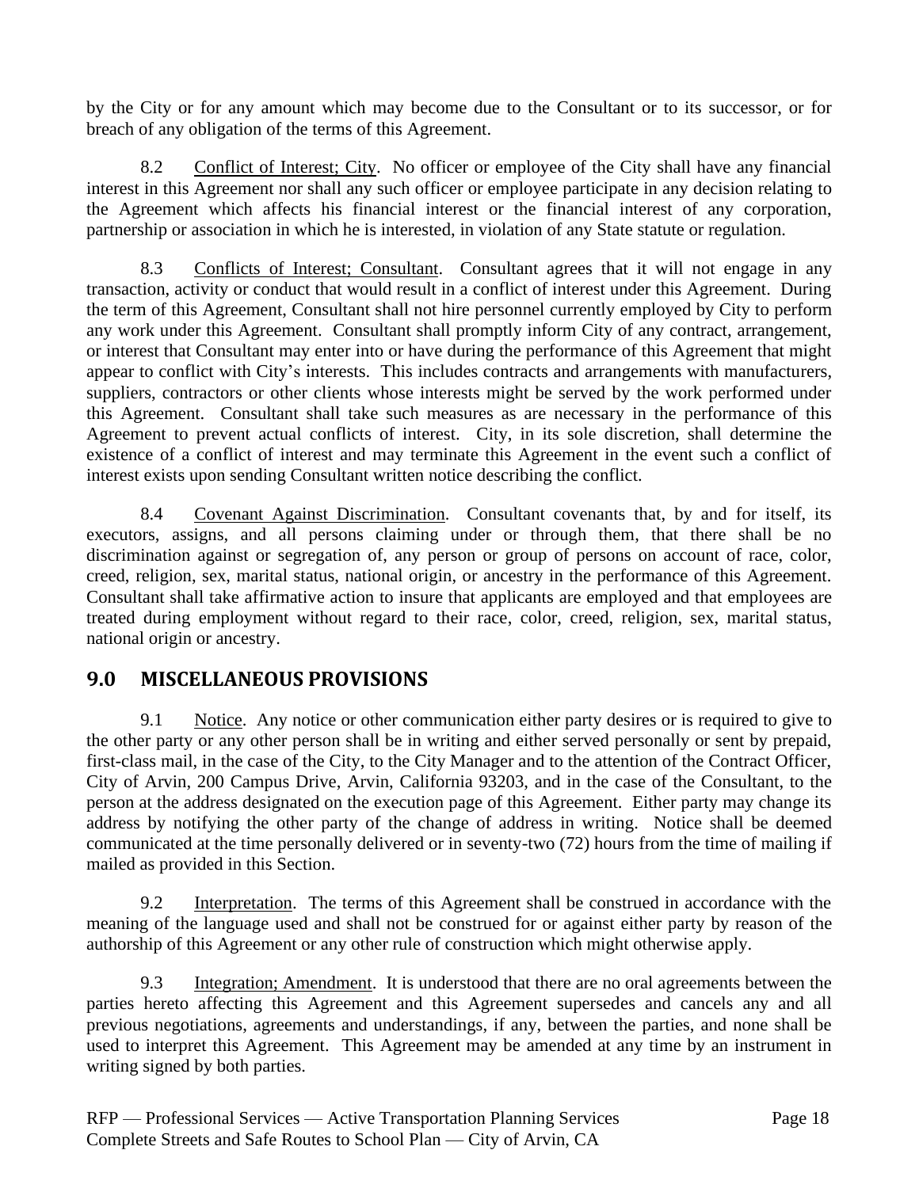by the City or for any amount which may become due to the Consultant or to its successor, or for breach of any obligation of the terms of this Agreement.

8.2 Conflict of Interest; City. No officer or employee of the City shall have any financial interest in this Agreement nor shall any such officer or employee participate in any decision relating to the Agreement which affects his financial interest or the financial interest of any corporation, partnership or association in which he is interested, in violation of any State statute or regulation.

8.3 Conflicts of Interest; Consultant. Consultant agrees that it will not engage in any transaction, activity or conduct that would result in a conflict of interest under this Agreement. During the term of this Agreement, Consultant shall not hire personnel currently employed by City to perform any work under this Agreement. Consultant shall promptly inform City of any contract, arrangement, or interest that Consultant may enter into or have during the performance of this Agreement that might appear to conflict with City's interests. This includes contracts and arrangements with manufacturers, suppliers, contractors or other clients whose interests might be served by the work performed under this Agreement. Consultant shall take such measures as are necessary in the performance of this Agreement to prevent actual conflicts of interest. City, in its sole discretion, shall determine the existence of a conflict of interest and may terminate this Agreement in the event such a conflict of interest exists upon sending Consultant written notice describing the conflict.

8.4 Covenant Against Discrimination. Consultant covenants that, by and for itself, its executors, assigns, and all persons claiming under or through them, that there shall be no discrimination against or segregation of, any person or group of persons on account of race, color, creed, religion, sex, marital status, national origin, or ancestry in the performance of this Agreement. Consultant shall take affirmative action to insure that applicants are employed and that employees are treated during employment without regard to their race, color, creed, religion, sex, marital status, national origin or ancestry.

## 9.0 MISCELLANEOUS PROVISIONS

9.1 Notice. Any notice or other communication either party desires or is required to give to the other party or any other person shall be in writing and either served personally or sent by prepaid, first-class mail, in the case of the City, to the City Manager and to the attention of the Contract Officer, City of Arvin, 200 Campus Drive, Arvin, California 93203, and in the case of the Consultant, to the person at the address designated on the execution page of this Agreement. Either party may change its address by notifying the other party of the change of address in writing. Notice shall be deemed communicated at the time personally delivered or in seventy-two (72) hours from the time of mailing if mailed as provided in this Section.

9.2 Interpretation. The terms of this Agreement shall be construed in accordance with the meaning of the language used and shall not be construed for or against either party by reason of the authorship of this Agreement or any other rule of construction which might otherwise apply.

9.3 Integration; Amendment. It is understood that there are no oral agreements between the parties hereto affecting this Agreement and this Agreement supersedes and cancels any and all previous negotiations, agreements and understandings, if any, between the parties, and none shall be used to interpret this Agreement. This Agreement may be amended at any time by an instrument in writing signed by both parties.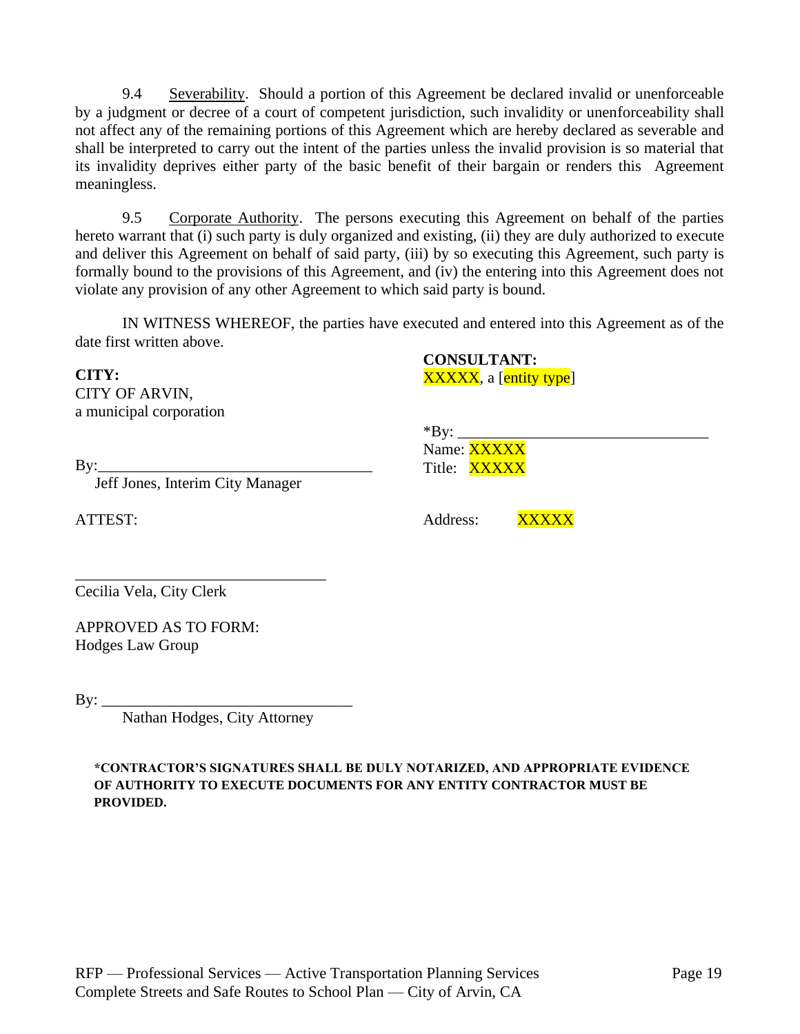9.4 Severability. Should a portion of this Agreement be declared invalid or unenforceable by a judgment or decree of a court of competent jurisdiction, such invalidity or unenforceability shall not affect any of the remaining portions of this Agreement which are hereby declared as severable and shall be interpreted to carry out the intent of the parties unless the invalid provision is so material that its invalidity deprives either party of the basic benefit of their bargain or renders this Agreement meaningless.

9.5 Corporate Authority. The persons executing this Agreement on behalf of the parties hereto warrant that (i) such party is duly organized and existing, (ii) they are duly authorized to execute and deliver this Agreement on behalf of said party, (iii) by so executing this Agreement, such party is formally bound to the provisions of this Agreement, and (iv) the entering into this Agreement does not violate any provision of any other Agreement to which said party is bound.

IN WITNESS WHEREOF, the parties have executed and entered into this Agreement as of the date first written above.

**CITY:**
CITY OF ARVIN,
a municipal corporation

By:___________________________________
Jeff Jones, Interim City Manager

ATTEST:

_________________________________
Cecilia Vela, City Clerk

APPROVED AS TO FORM:
Hodges Law Group

By: _________________________________
Nathan Hodges, City Attorney

**CONSULTANT:**
XXXXX, a [entity type]

*By: ________________________________
Name: XXXXX
Title: XXXXX

Address: XXXXX

**\*CONTRACTOR'S SIGNATURES SHALL BE DULY NOTARIZED, AND APPROPRIATE EVIDENCE OF AUTHORITY TO EXECUTE DOCUMENTS FOR ANY ENTITY CONTRACTOR MUST BE PROVIDED.**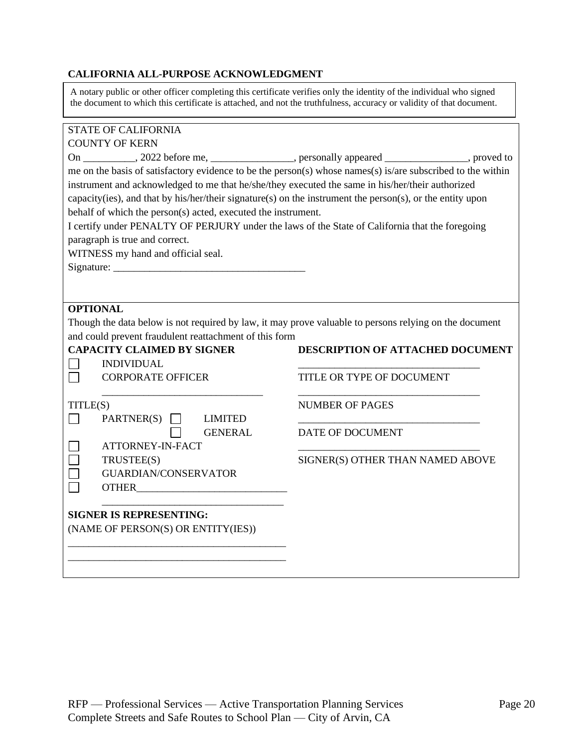**CALIFORNIA ALL-PURPOSE ACKNOWLEDGMENT**

A notary public or other officer completing this certificate verifies only the identity of the individual who signed the document to which this certificate is attached, and not the truthfulness, accuracy or validity of that document.

STATE OF CALIFORNIA
COUNTY OF KERN

On __________, 2022 before me, ________________, personally appeared ________________, proved to me on the basis of satisfactory evidence to be the person(s) whose names(s) is/are subscribed to the within instrument and acknowledged to me that he/she/they executed the same in his/her/their authorized capacity(ies), and that by his/her/their signature(s) on the instrument the person(s), or the entity upon behalf of which the person(s) acted, executed the instrument.

I certify under PENALTY OF PERJURY under the laws of the State of California that the foregoing paragraph is true and correct.

WITNESS my hand and official seal.

Signature: _____________________________________

**OPTIONAL**

Though the data below is not required by law, it may prove valuable to persons relying on the document and could prevent fraudulent reattachment of this form

**CAPACITY CLAIMED BY SIGNER**

- ☐ INDIVIDUAL
- ☐ CORPORATE OFFICER

  _______________________________

  TITLE(S)
- ☐ PARTNER(S) ☐ LIMITED
  ☐ GENERAL
- ☐ ATTORNEY-IN-FACT
- ☐ TRUSTEE(S)
- ☐ GUARDIAN/CONSERVATOR
- ☐ OTHER_____________________________

  __________________________________

**SIGNER IS REPRESENTING:**
(NAME OF PERSON(S) OR ENTITY(IES))

__________________________________________
__________________________________________

**DESCRIPTION OF ATTACHED DOCUMENT**

__________________________________
TITLE OR TYPE OF DOCUMENT

__________________________________
NUMBER OF PAGES

__________________________________
DATE OF DOCUMENT

__________________________________
SIGNER(S) OTHER THAN NAMED ABOVE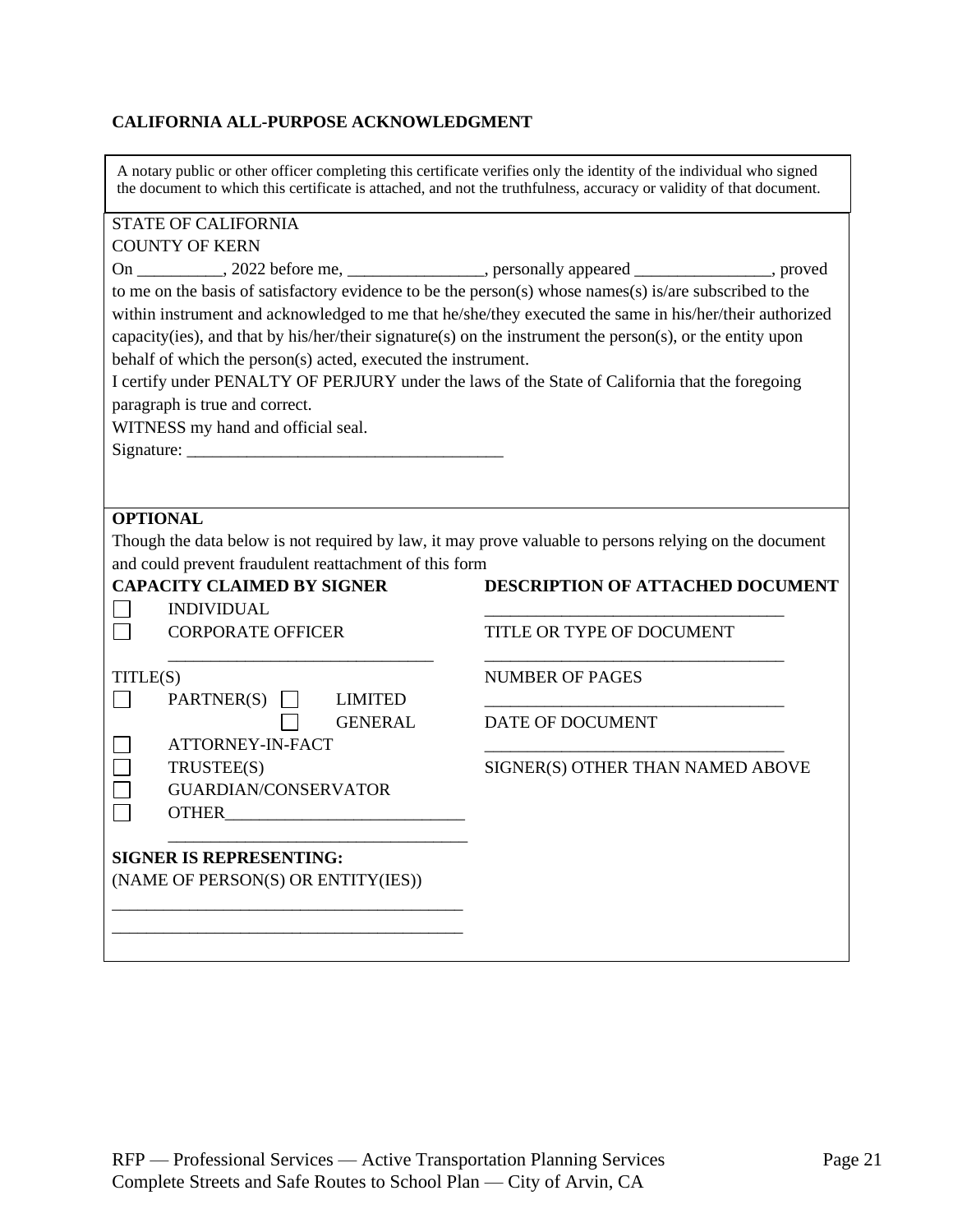**CALIFORNIA ALL-PURPOSE ACKNOWLEDGMENT**

A notary public or other officer completing this certificate verifies only the identity of the individual who signed the document to which this certificate is attached, and not the truthfulness, accuracy or validity of that document.

STATE OF CALIFORNIA
COUNTY OF KERN

On __________, 2022 before me, ________________, personally appeared ________________, proved to me on the basis of satisfactory evidence to be the person(s) whose names(s) is/are subscribed to the within instrument and acknowledged to me that he/she/they executed the same in his/her/their authorized capacity(ies), and that by his/her/their signature(s) on the instrument the person(s), or the entity upon behalf of which the person(s) acted, executed the instrument.

I certify under PENALTY OF PERJURY under the laws of the State of California that the foregoing paragraph is true and correct.

WITNESS my hand and official seal.

Signature: _____________________________________

**OPTIONAL**

Though the data below is not required by law, it may prove valuable to persons relying on the document and could prevent fraudulent reattachment of this form

**CAPACITY CLAIMED BY SIGNER**

- ☐ INDIVIDUAL
- ☐ CORPORATE OFFICER

  _______________________________

  TITLE(S)
- ☐ PARTNER(S) ☐ LIMITED
  ☐ GENERAL
- ☐ ATTORNEY-IN-FACT
- ☐ TRUSTEE(S)
- ☐ GUARDIAN/CONSERVATOR
- ☐ OTHER____________________________

  __________________________________

**SIGNER IS REPRESENTING:**
(NAME OF PERSON(S) OR ENTITY(IES))

__________________________________________

__________________________________________

**DESCRIPTION OF ATTACHED DOCUMENT**

___________________________________

TITLE OR TYPE OF DOCUMENT

___________________________________

NUMBER OF PAGES

___________________________________

DATE OF DOCUMENT

___________________________________

SIGNER(S) OTHER THAN NAMED ABOVE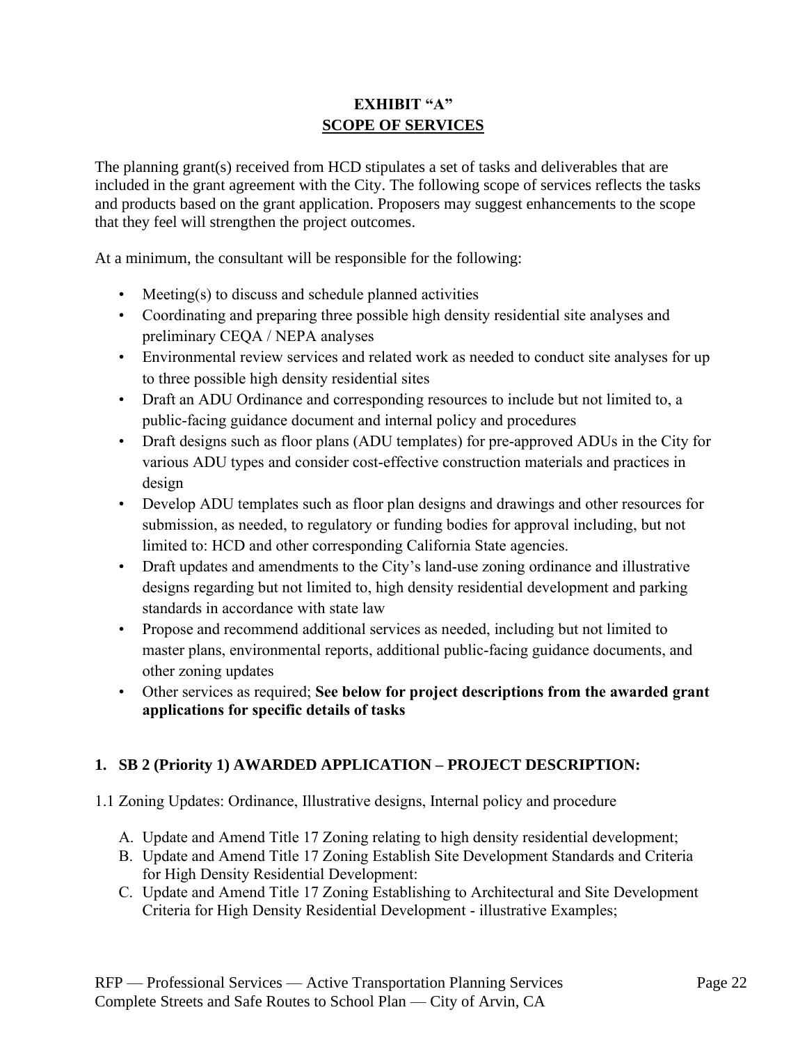**EXHIBIT "A"**
**SCOPE OF SERVICES**

The planning grant(s) received from HCD stipulates a set of tasks and deliverables that are included in the grant agreement with the City. The following scope of services reflects the tasks and products based on the grant application. Proposers may suggest enhancements to the scope that they feel will strengthen the project outcomes.

At a minimum, the consultant will be responsible for the following:

- Meeting(s) to discuss and schedule planned activities
- Coordinating and preparing three possible high density residential site analyses and preliminary CEQA / NEPA analyses
- Environmental review services and related work as needed to conduct site analyses for up to three possible high density residential sites
- Draft an ADU Ordinance and corresponding resources to include but not limited to, a public-facing guidance document and internal policy and procedures
- Draft designs such as floor plans (ADU templates) for pre-approved ADUs in the City for various ADU types and consider cost-effective construction materials and practices in design
- Develop ADU templates such as floor plan designs and drawings and other resources for submission, as needed, to regulatory or funding bodies for approval including, but not limited to: HCD and other corresponding California State agencies.
- Draft updates and amendments to the City's land-use zoning ordinance and illustrative designs regarding but not limited to, high density residential development and parking standards in accordance with state law
- Propose and recommend additional services as needed, including but not limited to master plans, environmental reports, additional public-facing guidance documents, and other zoning updates
- Other services as required; **See below for project descriptions from the awarded grant applications for specific details of tasks**

### 1. SB 2 (Priority 1) AWARDED APPLICATION – PROJECT DESCRIPTION:

1.1 Zoning Updates: Ordinance, Illustrative designs, Internal policy and procedure

A. Update and Amend Title 17 Zoning relating to high density residential development;
B. Update and Amend Title 17 Zoning Establish Site Development Standards and Criteria for High Density Residential Development:
C. Update and Amend Title 17 Zoning Establishing to Architectural and Site Development Criteria for High Density Residential Development - illustrative Examples;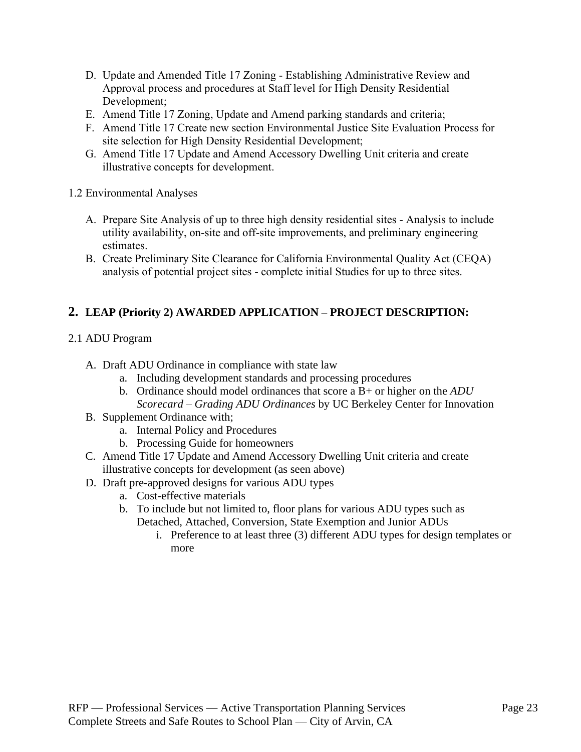D. Update and Amended Title 17 Zoning - Establishing Administrative Review and Approval process and procedures at Staff level for High Density Residential Development;
E. Amend Title 17 Zoning, Update and Amend parking standards and criteria;
F. Amend Title 17 Create new section Environmental Justice Site Evaluation Process for site selection for High Density Residential Development;
G. Amend Title 17 Update and Amend Accessory Dwelling Unit criteria and create illustrative concepts for development.

1.2 Environmental Analyses

A. Prepare Site Analysis of up to three high density residential sites - Analysis to include utility availability, on-site and off-site improvements, and preliminary engineering estimates.
B. Create Preliminary Site Clearance for California Environmental Quality Act (CEQA) analysis of potential project sites - complete initial Studies for up to three sites.

## 2. LEAP (Priority 2) AWARDED APPLICATION – PROJECT DESCRIPTION:

2.1 ADU Program

A. Draft ADU Ordinance in compliance with state law
   a. Including development standards and processing procedures
   b. Ordinance should model ordinances that score a B+ or higher on the *ADU Scorecard – Grading ADU Ordinances* by UC Berkeley Center for Innovation
B. Supplement Ordinance with;
   a. Internal Policy and Procedures
   b. Processing Guide for homeowners
C. Amend Title 17 Update and Amend Accessory Dwelling Unit criteria and create illustrative concepts for development (as seen above)
D. Draft pre-approved designs for various ADU types
   a. Cost-effective materials
   b. To include but not limited to, floor plans for various ADU types such as Detached, Attached, Conversion, State Exemption and Junior ADUs
      i. Preference to at least three (3) different ADU types for design templates or more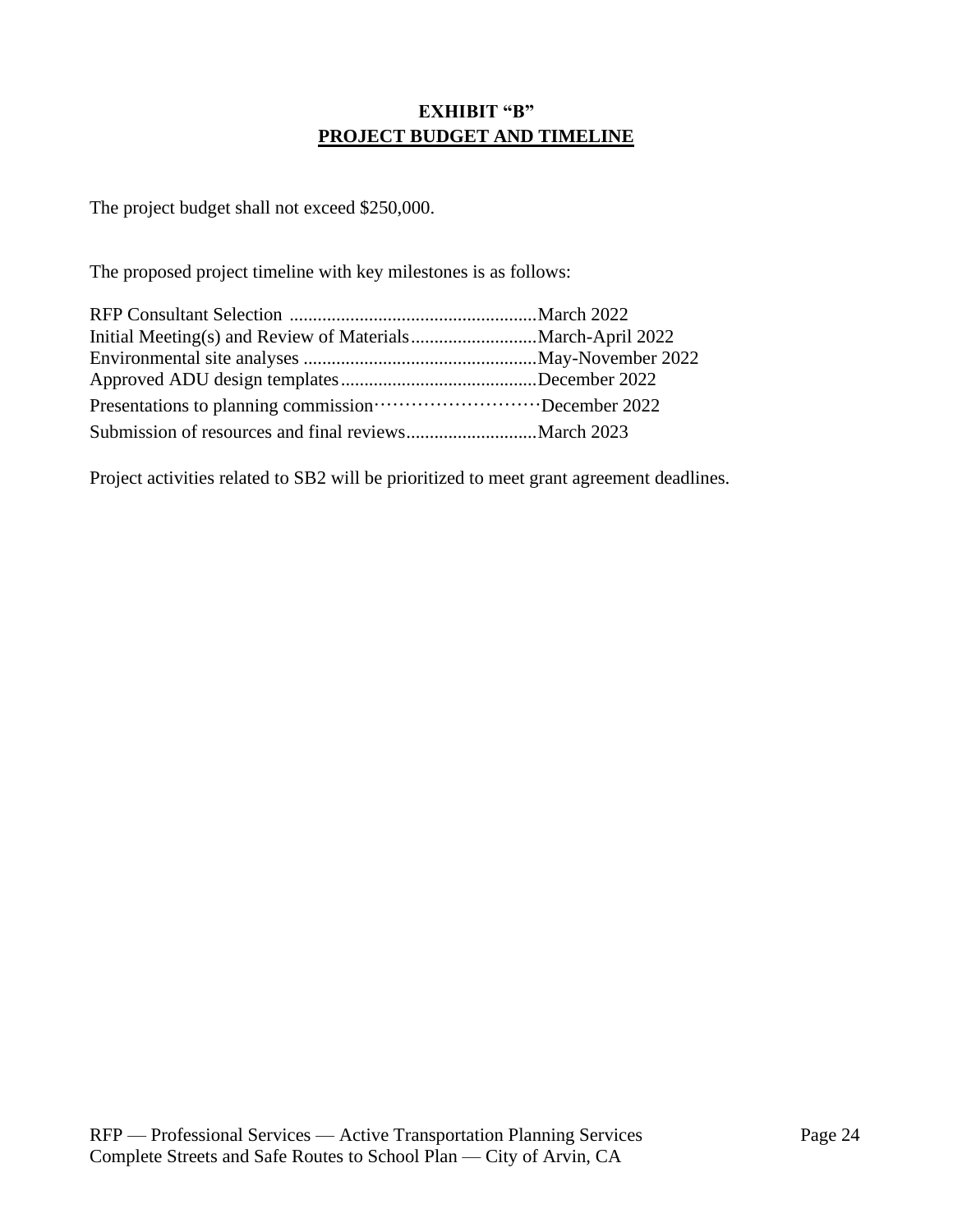# EXHIBIT "B"

## PROJECT BUDGET AND TIMELINE

The project budget shall not exceed $250,000.

The proposed project timeline with key milestones is as follows:

RFP Consultant Selection .....................................................March 2022
Initial Meeting(s) and Review of Materials...........................March-April 2022
Environmental site analyses ..................................................May-November 2022
Approved ADU design templates..........................................December 2022
Presentations to planning commission··························December 2022
Submission of resources and final reviews............................March 2023

Project activities related to SB2 will be prioritized to meet grant agreement deadlines.